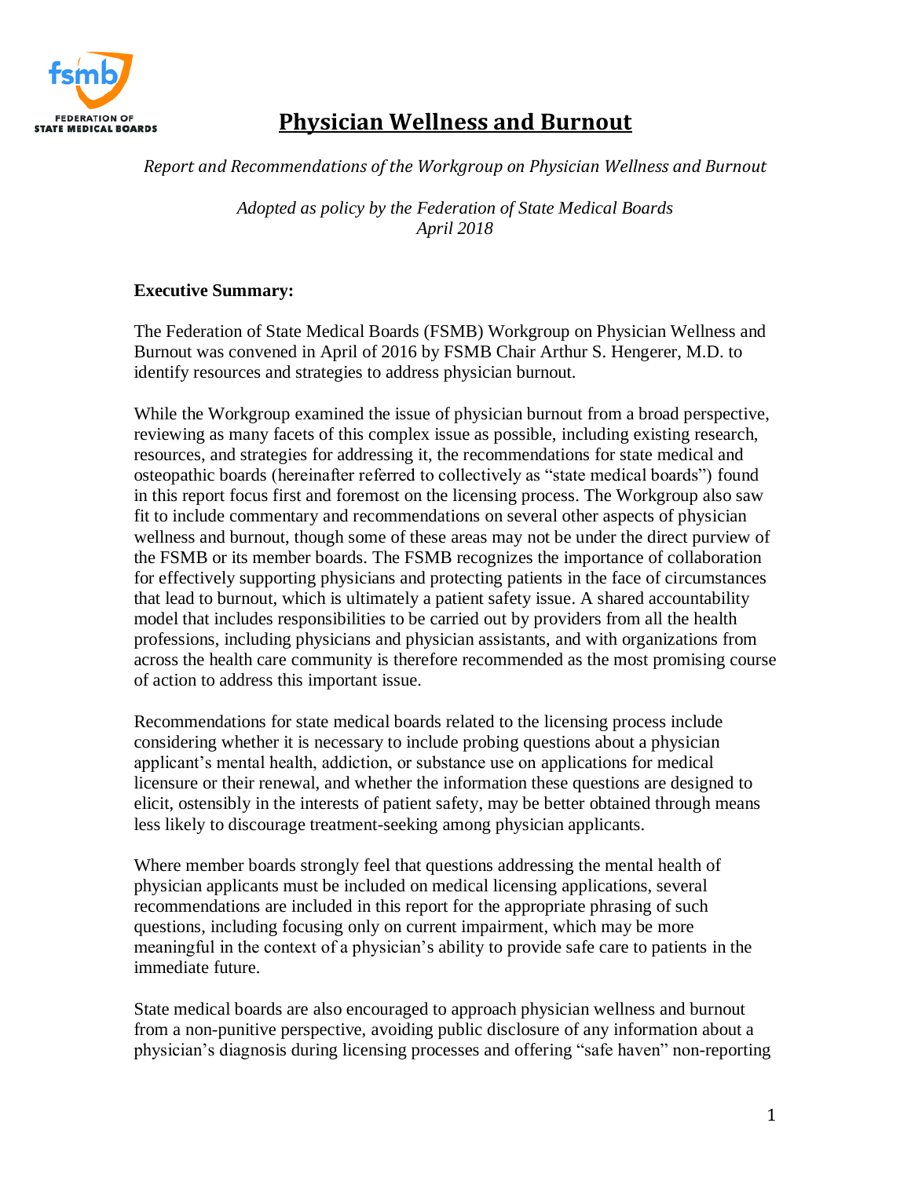# Physician Wellness and Burnout

*Report and Recommendations of the Workgroup on Physician Wellness and Burnout*

*Adopted as policy by the Federation of State Medical Boards*
*April 2018*

**Executive Summary:**

The Federation of State Medical Boards (FSMB) Workgroup on Physician Wellness and Burnout was convened in April of 2016 by FSMB Chair Arthur S. Hengerer, M.D. to identify resources and strategies to address physician burnout.

While the Workgroup examined the issue of physician burnout from a broad perspective, reviewing as many facets of this complex issue as possible, including existing research, resources, and strategies for addressing it, the recommendations for state medical and osteopathic boards (hereinafter referred to collectively as "state medical boards") found in this report focus first and foremost on the licensing process. The Workgroup also saw fit to include commentary and recommendations on several other aspects of physician wellness and burnout, though some of these areas may not be under the direct purview of the FSMB or its member boards. The FSMB recognizes the importance of collaboration for effectively supporting physicians and protecting patients in the face of circumstances that lead to burnout, which is ultimately a patient safety issue. A shared accountability model that includes responsibilities to be carried out by providers from all the health professions, including physicians and physician assistants, and with organizations from across the health care community is therefore recommended as the most promising course of action to address this important issue.

Recommendations for state medical boards related to the licensing process include considering whether it is necessary to include probing questions about a physician applicant's mental health, addiction, or substance use on applications for medical licensure or their renewal, and whether the information these questions are designed to elicit, ostensibly in the interests of patient safety, may be better obtained through means less likely to discourage treatment-seeking among physician applicants.

Where member boards strongly feel that questions addressing the mental health of physician applicants must be included on medical licensing applications, several recommendations are included in this report for the appropriate phrasing of such questions, including focusing only on current impairment, which may be more meaningful in the context of a physician's ability to provide safe care to patients in the immediate future.

State medical boards are also encouraged to approach physician wellness and burnout from a non-punitive perspective, avoiding public disclosure of any information about a physician's diagnosis during licensing processes and offering "safe haven" non-reporting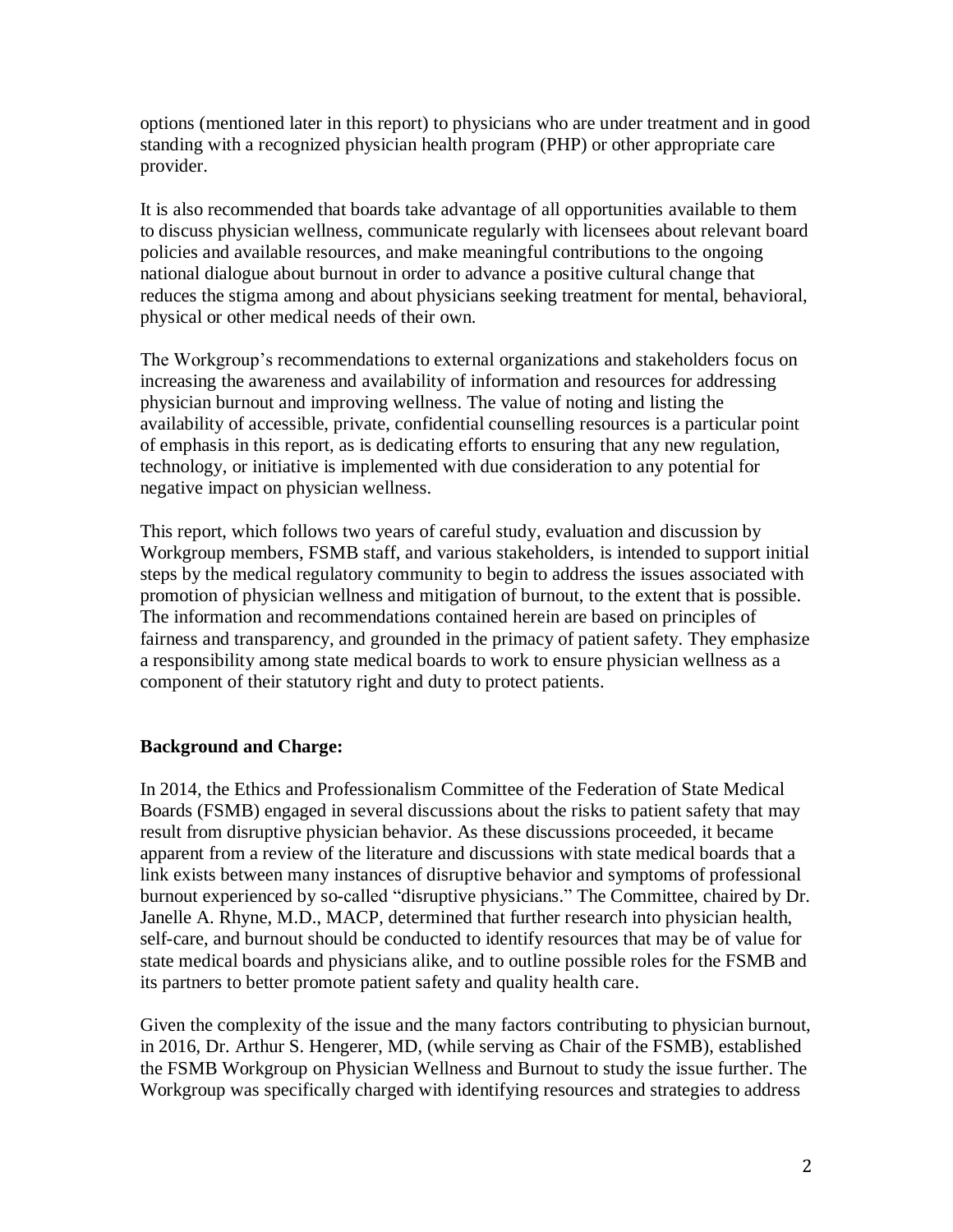options (mentioned later in this report) to physicians who are under treatment and in good standing with a recognized physician health program (PHP) or other appropriate care provider.

It is also recommended that boards take advantage of all opportunities available to them to discuss physician wellness, communicate regularly with licensees about relevant board policies and available resources, and make meaningful contributions to the ongoing national dialogue about burnout in order to advance a positive cultural change that reduces the stigma among and about physicians seeking treatment for mental, behavioral, physical or other medical needs of their own.

The Workgroup's recommendations to external organizations and stakeholders focus on increasing the awareness and availability of information and resources for addressing physician burnout and improving wellness. The value of noting and listing the availability of accessible, private, confidential counselling resources is a particular point of emphasis in this report, as is dedicating efforts to ensuring that any new regulation, technology, or initiative is implemented with due consideration to any potential for negative impact on physician wellness.

This report, which follows two years of careful study, evaluation and discussion by Workgroup members, FSMB staff, and various stakeholders, is intended to support initial steps by the medical regulatory community to begin to address the issues associated with promotion of physician wellness and mitigation of burnout, to the extent that is possible. The information and recommendations contained herein are based on principles of fairness and transparency, and grounded in the primacy of patient safety. They emphasize a responsibility among state medical boards to work to ensure physician wellness as a component of their statutory right and duty to protect patients.

**Background and Charge:**

In 2014, the Ethics and Professionalism Committee of the Federation of State Medical Boards (FSMB) engaged in several discussions about the risks to patient safety that may result from disruptive physician behavior. As these discussions proceeded, it became apparent from a review of the literature and discussions with state medical boards that a link exists between many instances of disruptive behavior and symptoms of professional burnout experienced by so-called "disruptive physicians." The Committee, chaired by Dr. Janelle A. Rhyne, M.D., MACP, determined that further research into physician health, self-care, and burnout should be conducted to identify resources that may be of value for state medical boards and physicians alike, and to outline possible roles for the FSMB and its partners to better promote patient safety and quality health care.

Given the complexity of the issue and the many factors contributing to physician burnout, in 2016, Dr. Arthur S. Hengerer, MD, (while serving as Chair of the FSMB), established the FSMB Workgroup on Physician Wellness and Burnout to study the issue further. The Workgroup was specifically charged with identifying resources and strategies to address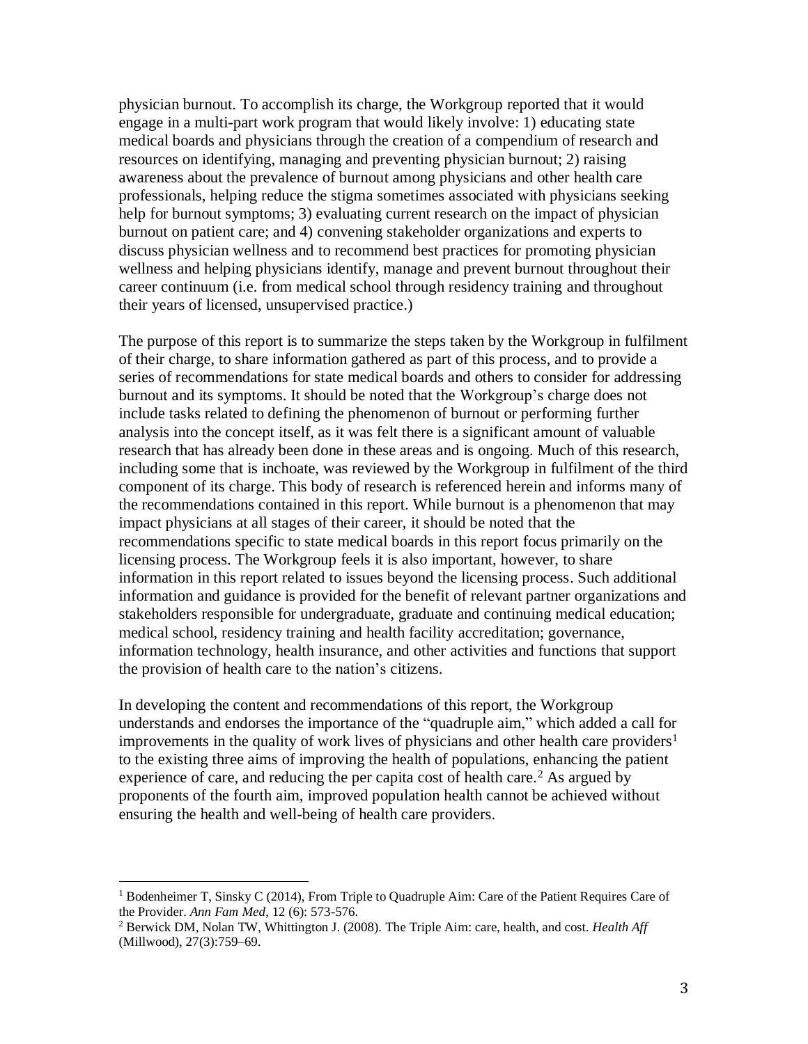physician burnout. To accomplish its charge, the Workgroup reported that it would engage in a multi-part work program that would likely involve: 1) educating state medical boards and physicians through the creation of a compendium of research and resources on identifying, managing and preventing physician burnout; 2) raising awareness about the prevalence of burnout among physicians and other health care professionals, helping reduce the stigma sometimes associated with physicians seeking help for burnout symptoms; 3) evaluating current research on the impact of physician burnout on patient care; and 4) convening stakeholder organizations and experts to discuss physician wellness and to recommend best practices for promoting physician wellness and helping physicians identify, manage and prevent burnout throughout their career continuum (i.e. from medical school through residency training and throughout their years of licensed, unsupervised practice.)

The purpose of this report is to summarize the steps taken by the Workgroup in fulfilment of their charge, to share information gathered as part of this process, and to provide a series of recommendations for state medical boards and others to consider for addressing burnout and its symptoms. It should be noted that the Workgroup's charge does not include tasks related to defining the phenomenon of burnout or performing further analysis into the concept itself, as it was felt there is a significant amount of valuable research that has already been done in these areas and is ongoing. Much of this research, including some that is inchoate, was reviewed by the Workgroup in fulfilment of the third component of its charge. This body of research is referenced herein and informs many of the recommendations contained in this report. While burnout is a phenomenon that may impact physicians at all stages of their career, it should be noted that the recommendations specific to state medical boards in this report focus primarily on the licensing process. The Workgroup feels it is also important, however, to share information in this report related to issues beyond the licensing process. Such additional information and guidance is provided for the benefit of relevant partner organizations and stakeholders responsible for undergraduate, graduate and continuing medical education; medical school, residency training and health facility accreditation; governance, information technology, health insurance, and other activities and functions that support the provision of health care to the nation's citizens.

In developing the content and recommendations of this report, the Workgroup understands and endorses the importance of the "quadruple aim," which added a call for improvements in the quality of work lives of physicians and other health care providers[1] to the existing three aims of improving the health of populations, enhancing the patient experience of care, and reducing the per capita cost of health care.[2] As argued by proponents of the fourth aim, improved population health cannot be achieved without ensuring the health and well-being of health care providers.

---

[1] Bodenheimer T, Sinsky C (2014), From Triple to Quadruple Aim: Care of the Patient Requires Care of the Provider. *Ann Fam Med*, 12 (6): 573-576.

[2] Berwick DM, Nolan TW, Whittington J. (2008). The Triple Aim: care, health, and cost. *Health Aff* (Millwood), 27(3):759–69.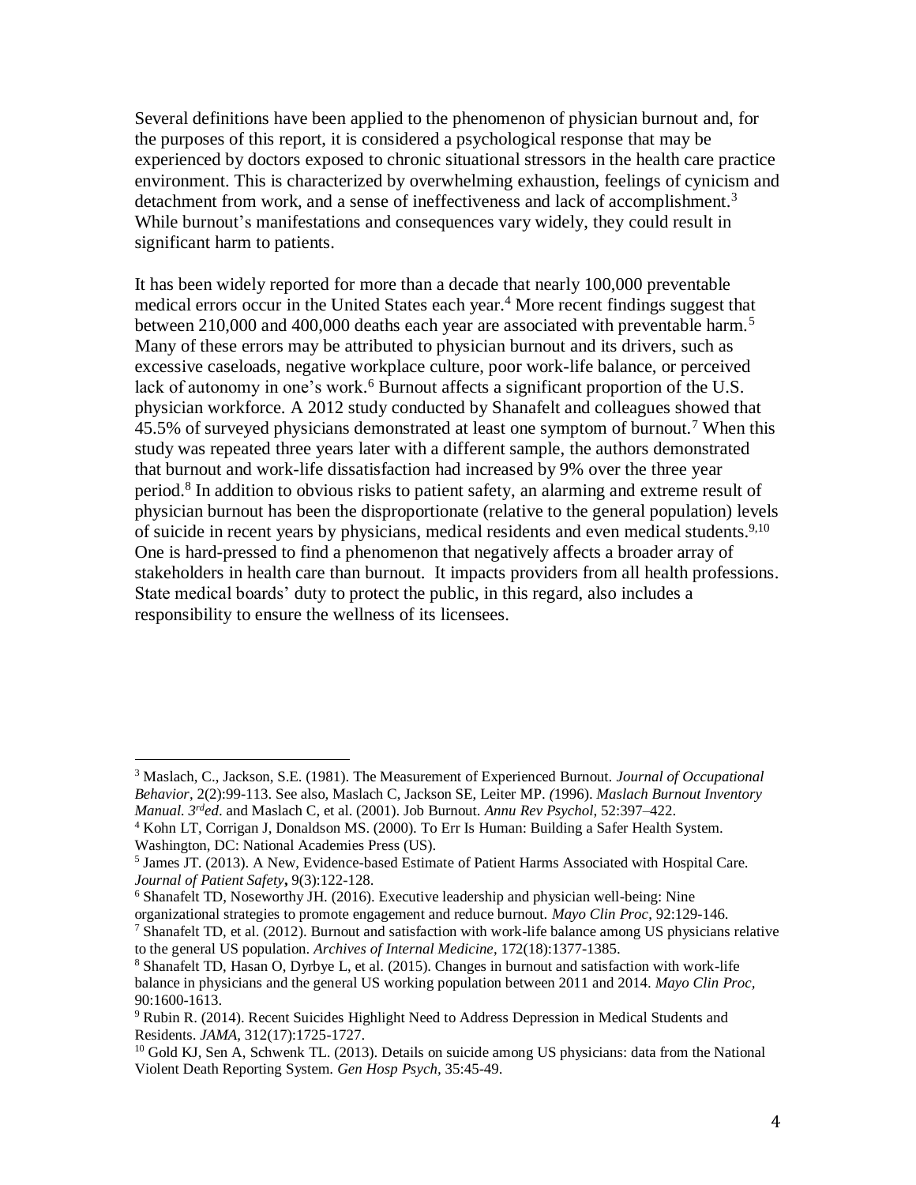Several definitions have been applied to the phenomenon of physician burnout and, for the purposes of this report, it is considered a psychological response that may be experienced by doctors exposed to chronic situational stressors in the health care practice environment. This is characterized by overwhelming exhaustion, feelings of cynicism and detachment from work, and a sense of ineffectiveness and lack of accomplishment.[3] While burnout's manifestations and consequences vary widely, they could result in significant harm to patients.

It has been widely reported for more than a decade that nearly 100,000 preventable medical errors occur in the United States each year.[4] More recent findings suggest that between 210,000 and 400,000 deaths each year are associated with preventable harm.[5] Many of these errors may be attributed to physician burnout and its drivers, such as excessive caseloads, negative workplace culture, poor work-life balance, or perceived lack of autonomy in one's work.[6] Burnout affects a significant proportion of the U.S. physician workforce. A 2012 study conducted by Shanafelt and colleagues showed that 45.5% of surveyed physicians demonstrated at least one symptom of burnout.[7] When this study was repeated three years later with a different sample, the authors demonstrated that burnout and work-life dissatisfaction had increased by 9% over the three year period.[8] In addition to obvious risks to patient safety, an alarming and extreme result of physician burnout has been the disproportionate (relative to the general population) levels of suicide in recent years by physicians, medical residents and even medical students.[9,10] One is hard-pressed to find a phenomenon that negatively affects a broader array of stakeholders in health care than burnout. It impacts providers from all health professions. State medical boards' duty to protect the public, in this regard, also includes a responsibility to ensure the wellness of its licensees.

---

[3] Maslach, C., Jackson, S.E. (1981). The Measurement of Experienced Burnout. *Journal of Occupational Behavior*, 2(2):99-113. See also, Maslach C, Jackson SE, Leiter MP. (1996). *Maslach Burnout Inventory Manual. 3rd ed*. and Maslach C, et al. (2001). Job Burnout. *Annu Rev Psychol*, 52:397–422.

[4] Kohn LT, Corrigan J, Donaldson MS. (2000). To Err Is Human: Building a Safer Health System. Washington, DC: National Academies Press (US).

[5] James JT. (2013). A New, Evidence-based Estimate of Patient Harms Associated with Hospital Care. *Journal of Patient Safety*, 9(3):122-128.

[6] Shanafelt TD, Noseworthy JH. (2016). Executive leadership and physician well-being: Nine organizational strategies to promote engagement and reduce burnout. *Mayo Clin Proc*, 92:129-146.

[7] Shanafelt TD, et al. (2012). Burnout and satisfaction with work-life balance among US physicians relative to the general US population. *Archives of Internal Medicine*, 172(18):1377-1385.

[8] Shanafelt TD, Hasan O, Dyrbye L, et al. (2015). Changes in burnout and satisfaction with work-life balance in physicians and the general US working population between 2011 and 2014. *Mayo Clin Proc*, 90:1600-1613.

[9] Rubin R. (2014). Recent Suicides Highlight Need to Address Depression in Medical Students and Residents. *JAMA*, 312(17):1725-1727.

[10] Gold KJ, Sen A, Schwenk TL. (2013). Details on suicide among US physicians: data from the National Violent Death Reporting System. *Gen Hosp Psych*, 35:45-49.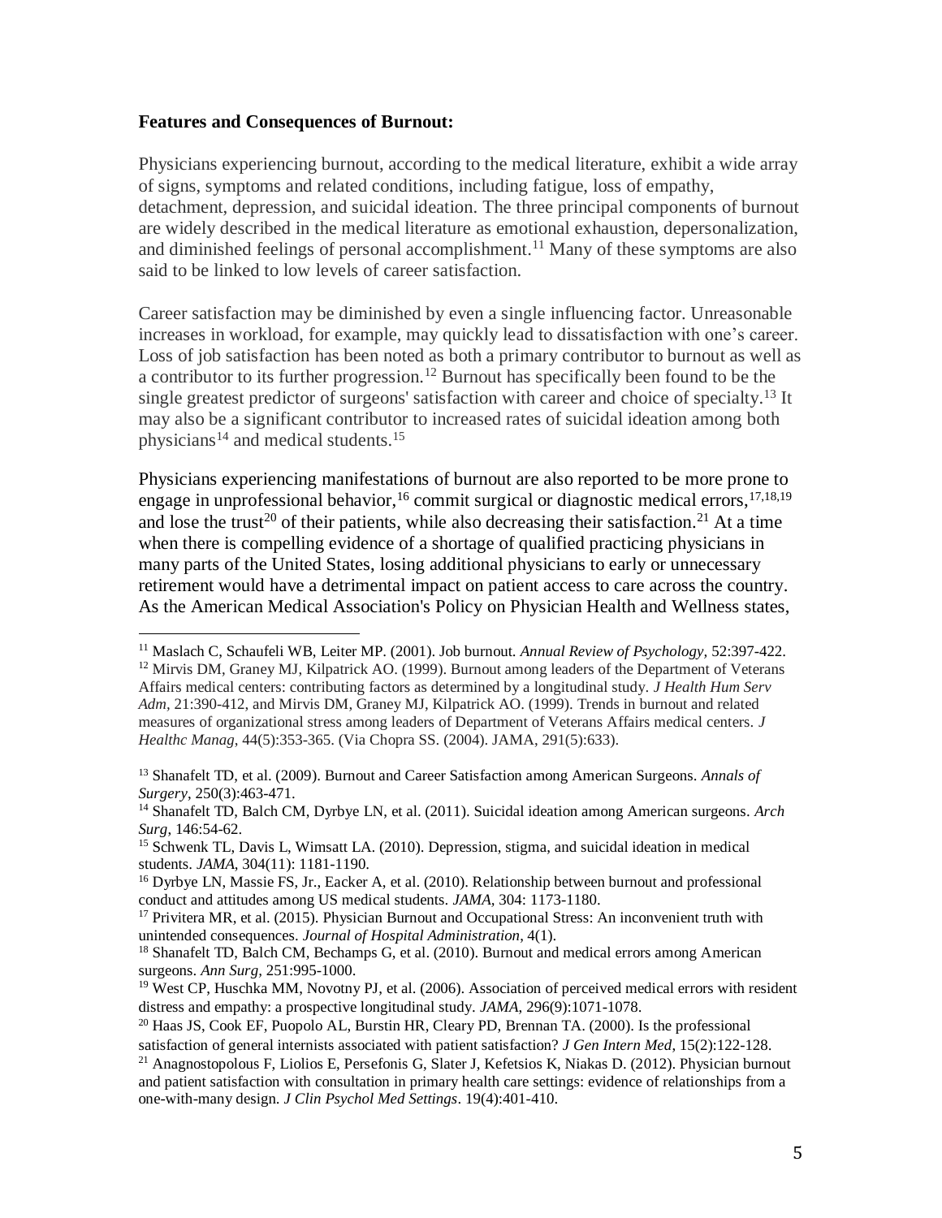**Features and Consequences of Burnout:**

Physicians experiencing burnout, according to the medical literature, exhibit a wide array of signs, symptoms and related conditions, including fatigue, loss of empathy, detachment, depression, and suicidal ideation. The three principal components of burnout are widely described in the medical literature as emotional exhaustion, depersonalization, and diminished feelings of personal accomplishment.[11] Many of these symptoms are also said to be linked to low levels of career satisfaction.

Career satisfaction may be diminished by even a single influencing factor. Unreasonable increases in workload, for example, may quickly lead to dissatisfaction with one's career. Loss of job satisfaction has been noted as both a primary contributor to burnout as well as a contributor to its further progression.[12] Burnout has specifically been found to be the single greatest predictor of surgeons' satisfaction with career and choice of specialty.[13] It may also be a significant contributor to increased rates of suicidal ideation among both physicians[14] and medical students.[15]

Physicians experiencing manifestations of burnout are also reported to be more prone to engage in unprofessional behavior,[16] commit surgical or diagnostic medical errors,[17,18,19] and lose the trust[20] of their patients, while also decreasing their satisfaction.[21] At a time when there is compelling evidence of a shortage of qualified practicing physicians in many parts of the United States, losing additional physicians to early or unnecessary retirement would have a detrimental impact on patient access to care across the country. As the American Medical Association's Policy on Physician Health and Wellness states,

---

[11] Maslach C, Schaufeli WB, Leiter MP. (2001). Job burnout. *Annual Review of Psychology*, 52:397-422.

[12] Mirvis DM, Graney MJ, Kilpatrick AO. (1999). Burnout among leaders of the Department of Veterans Affairs medical centers: contributing factors as determined by a longitudinal study. *J Health Hum Serv Adm*, 21:390-412, and Mirvis DM, Graney MJ, Kilpatrick AO. (1999). Trends in burnout and related measures of organizational stress among leaders of Department of Veterans Affairs medical centers. *J Healthc Manag*, 44(5):353-365. (Via Chopra SS. (2004). JAMA, 291(5):633).

[13] Shanafelt TD, et al. (2009). Burnout and Career Satisfaction among American Surgeons. *Annals of Surgery*, 250(3):463-471.

[14] Shanafelt TD, Balch CM, Dyrbye LN, et al. (2011). Suicidal ideation among American surgeons. *Arch Surg*, 146:54-62.

[15] Schwenk TL, Davis L, Wimsatt LA. (2010). Depression, stigma, and suicidal ideation in medical students. *JAMA*, 304(11): 1181-1190.

[16] Dyrbye LN, Massie FS, Jr., Eacker A, et al. (2010). Relationship between burnout and professional conduct and attitudes among US medical students. *JAMA*, 304: 1173-1180.

[17] Privitera MR, et al. (2015). Physician Burnout and Occupational Stress: An inconvenient truth with unintended consequences. *Journal of Hospital Administration*, 4(1).

[18] Shanafelt TD, Balch CM, Bechamps G, et al. (2010). Burnout and medical errors among American surgeons. *Ann Surg*, 251:995-1000.

[19] West CP, Huschka MM, Novotny PJ, et al. (2006). Association of perceived medical errors with resident distress and empathy: a prospective longitudinal study. *JAMA*, 296(9):1071-1078.

[20] Haas JS, Cook EF, Puopolo AL, Burstin HR, Cleary PD, Brennan TA. (2000). Is the professional satisfaction of general internists associated with patient satisfaction? *J Gen Intern Med*, 15(2):122-128.

[21] Anagnostopolous F, Liolios E, Persefonis G, Slater J, Kefetsios K, Niakas D. (2012). Physician burnout and patient satisfaction with consultation in primary health care settings: evidence of relationships from a one-with-many design. *J Clin Psychol Med Settings*. 19(4):401-410.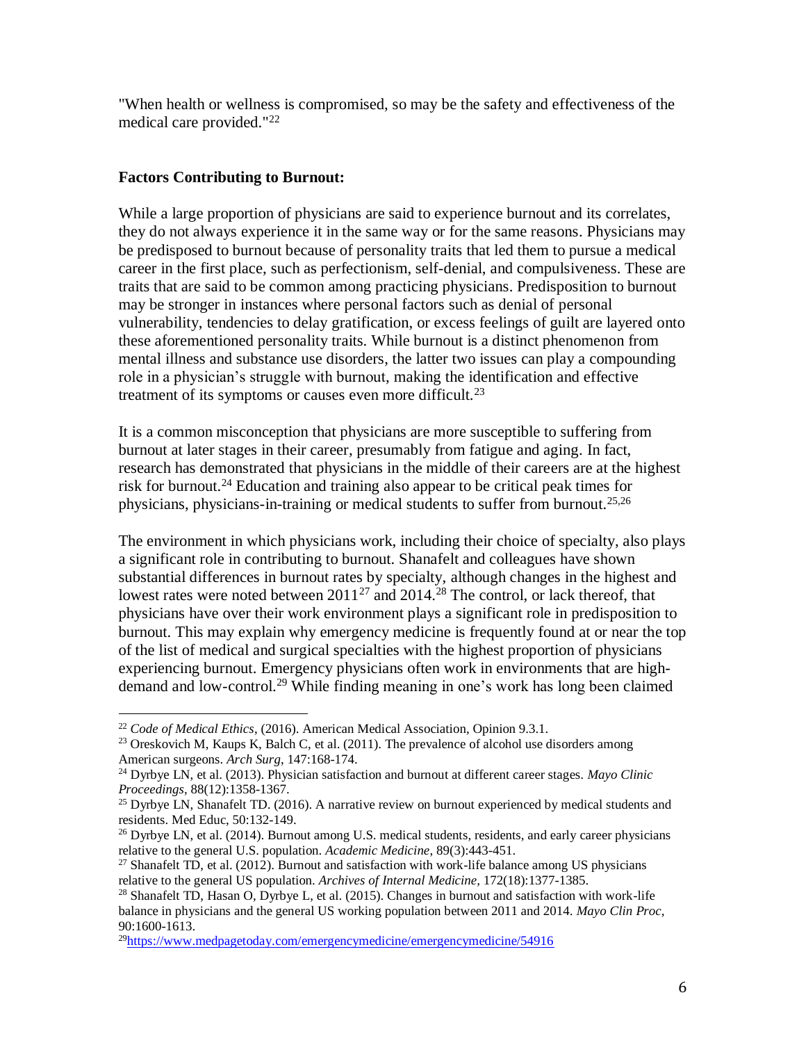"When health or wellness is compromised, so may be the safety and effectiveness of the medical care provided."[22]

**Factors Contributing to Burnout:**

While a large proportion of physicians are said to experience burnout and its correlates, they do not always experience it in the same way or for the same reasons. Physicians may be predisposed to burnout because of personality traits that led them to pursue a medical career in the first place, such as perfectionism, self-denial, and compulsiveness. These are traits that are said to be common among practicing physicians. Predisposition to burnout may be stronger in instances where personal factors such as denial of personal vulnerability, tendencies to delay gratification, or excess feelings of guilt are layered onto these aforementioned personality traits. While burnout is a distinct phenomenon from mental illness and substance use disorders, the latter two issues can play a compounding role in a physician's struggle with burnout, making the identification and effective treatment of its symptoms or causes even more difficult.[23]

It is a common misconception that physicians are more susceptible to suffering from burnout at later stages in their career, presumably from fatigue and aging. In fact, research has demonstrated that physicians in the middle of their careers are at the highest risk for burnout.[24] Education and training also appear to be critical peak times for physicians, physicians-in-training or medical students to suffer from burnout.[25,26]

The environment in which physicians work, including their choice of specialty, also plays a significant role in contributing to burnout. Shanafelt and colleagues have shown substantial differences in burnout rates by specialty, although changes in the highest and lowest rates were noted between 2011[27] and 2014.[28] The control, or lack thereof, that physicians have over their work environment plays a significant role in predisposition to burnout. This may explain why emergency medicine is frequently found at or near the top of the list of medical and surgical specialties with the highest proportion of physicians experiencing burnout. Emergency physicians often work in environments that are high-demand and low-control.[29] While finding meaning in one's work has long been claimed

---

[22] *Code of Medical Ethics*, (2016). American Medical Association, Opinion 9.3.1.

[23] Oreskovich M, Kaups K, Balch C, et al. (2011). The prevalence of alcohol use disorders among American surgeons. *Arch Surg*, 147:168-174.

[24] Dyrbye LN, et al. (2013). Physician satisfaction and burnout at different career stages. *Mayo Clinic Proceedings*, 88(12):1358-1367.

[25] Dyrbye LN, Shanafelt TD. (2016). A narrative review on burnout experienced by medical students and residents. Med Educ, 50:132-149.

[26] Dyrbye LN, et al. (2014). Burnout among U.S. medical students, residents, and early career physicians relative to the general U.S. population. *Academic Medicine*, 89(3):443-451.

[27] Shanafelt TD, et al. (2012). Burnout and satisfaction with work-life balance among US physicians relative to the general US population. *Archives of Internal Medicine*, 172(18):1377-1385.

[28] Shanafelt TD, Hasan O, Dyrbye L, et al. (2015). Changes in burnout and satisfaction with work-life balance in physicians and the general US working population between 2011 and 2014. *Mayo Clin Proc*, 90:1600-1613.

[29] https://www.medpagetoday.com/emergencymedicine/emergencymedicine/54916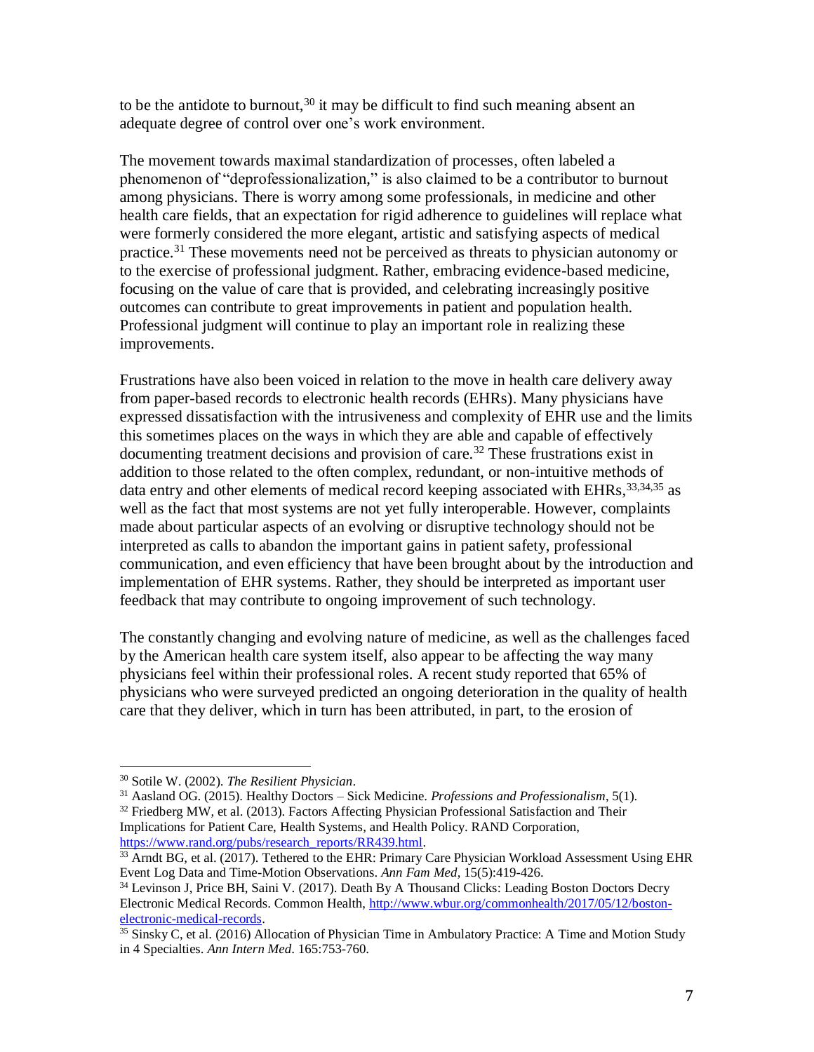to be the antidote to burnout,[30] it may be difficult to find such meaning absent an adequate degree of control over one's work environment.

The movement towards maximal standardization of processes, often labeled a phenomenon of "deprofessionalization," is also claimed to be a contributor to burnout among physicians. There is worry among some professionals, in medicine and other health care fields, that an expectation for rigid adherence to guidelines will replace what were formerly considered the more elegant, artistic and satisfying aspects of medical practice.[31] These movements need not be perceived as threats to physician autonomy or to the exercise of professional judgment. Rather, embracing evidence-based medicine, focusing on the value of care that is provided, and celebrating increasingly positive outcomes can contribute to great improvements in patient and population health. Professional judgment will continue to play an important role in realizing these improvements.

Frustrations have also been voiced in relation to the move in health care delivery away from paper-based records to electronic health records (EHRs). Many physicians have expressed dissatisfaction with the intrusiveness and complexity of EHR use and the limits this sometimes places on the ways in which they are able and capable of effectively documenting treatment decisions and provision of care.[32] These frustrations exist in addition to those related to the often complex, redundant, or non-intuitive methods of data entry and other elements of medical record keeping associated with EHRs,[33,34,35] as well as the fact that most systems are not yet fully interoperable. However, complaints made about particular aspects of an evolving or disruptive technology should not be interpreted as calls to abandon the important gains in patient safety, professional communication, and even efficiency that have been brought about by the introduction and implementation of EHR systems. Rather, they should be interpreted as important user feedback that may contribute to ongoing improvement of such technology.

The constantly changing and evolving nature of medicine, as well as the challenges faced by the American health care system itself, also appear to be affecting the way many physicians feel within their professional roles. A recent study reported that 65% of physicians who were surveyed predicted an ongoing deterioration in the quality of health care that they deliver, which in turn has been attributed, in part, to the erosion of

---

[30] Sotile W. (2002). *The Resilient Physician*.

[31] Aasland OG. (2015). Healthy Doctors – Sick Medicine. *Professions and Professionalism*, 5(1).

[32] Friedberg MW, et al. (2013). Factors Affecting Physician Professional Satisfaction and Their Implications for Patient Care, Health Systems, and Health Policy. RAND Corporation, https://www.rand.org/pubs/research_reports/RR439.html.

[33] Arndt BG, et al. (2017). Tethered to the EHR: Primary Care Physician Workload Assessment Using EHR Event Log Data and Time-Motion Observations. *Ann Fam Med*, 15(5):419-426.

[34] Levinson J, Price BH, Saini V. (2017). Death By A Thousand Clicks: Leading Boston Doctors Decry Electronic Medical Records. Common Health, http://www.wbur.org/commonhealth/2017/05/12/boston-electronic-medical-records.

[35] Sinsky C, et al. (2016) Allocation of Physician Time in Ambulatory Practice: A Time and Motion Study in 4 Specialties. *Ann Intern Med*. 165:753-760.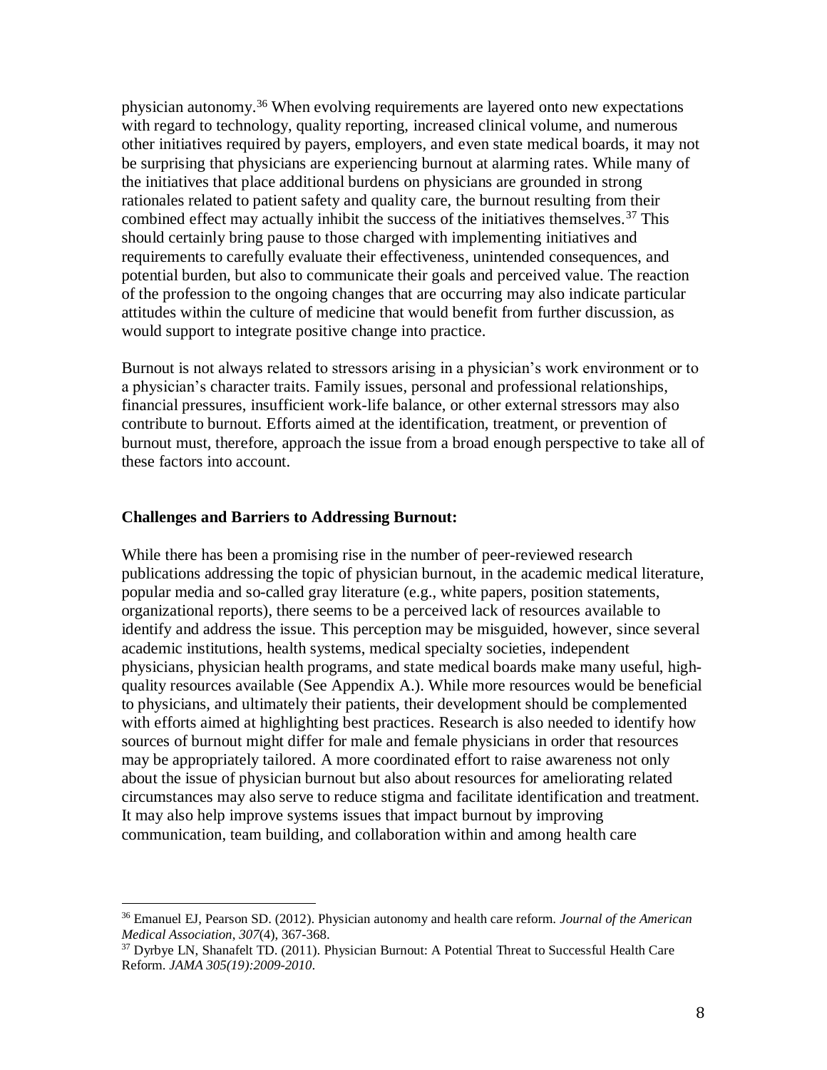physician autonomy.[36] When evolving requirements are layered onto new expectations with regard to technology, quality reporting, increased clinical volume, and numerous other initiatives required by payers, employers, and even state medical boards, it may not be surprising that physicians are experiencing burnout at alarming rates. While many of the initiatives that place additional burdens on physicians are grounded in strong rationales related to patient safety and quality care, the burnout resulting from their combined effect may actually inhibit the success of the initiatives themselves.[37] This should certainly bring pause to those charged with implementing initiatives and requirements to carefully evaluate their effectiveness, unintended consequences, and potential burden, but also to communicate their goals and perceived value. The reaction of the profession to the ongoing changes that are occurring may also indicate particular attitudes within the culture of medicine that would benefit from further discussion, as would support to integrate positive change into practice.

Burnout is not always related to stressors arising in a physician's work environment or to a physician's character traits. Family issues, personal and professional relationships, financial pressures, insufficient work-life balance, or other external stressors may also contribute to burnout. Efforts aimed at the identification, treatment, or prevention of burnout must, therefore, approach the issue from a broad enough perspective to take all of these factors into account.

**Challenges and Barriers to Addressing Burnout:**

While there has been a promising rise in the number of peer-reviewed research publications addressing the topic of physician burnout, in the academic medical literature, popular media and so-called gray literature (e.g., white papers, position statements, organizational reports), there seems to be a perceived lack of resources available to identify and address the issue. This perception may be misguided, however, since several academic institutions, health systems, medical specialty societies, independent physicians, physician health programs, and state medical boards make many useful, high-quality resources available (See Appendix A.). While more resources would be beneficial to physicians, and ultimately their patients, their development should be complemented with efforts aimed at highlighting best practices. Research is also needed to identify how sources of burnout might differ for male and female physicians in order that resources may be appropriately tailored. A more coordinated effort to raise awareness not only about the issue of physician burnout but also about resources for ameliorating related circumstances may also serve to reduce stigma and facilitate identification and treatment. It may also help improve systems issues that impact burnout by improving communication, team building, and collaboration within and among health care

---

[36] Emanuel EJ, Pearson SD. (2012). Physician autonomy and health care reform. *Journal of the American Medical Association*, *307*(4), 367-368.

[37] Dyrbye LN, Shanafelt TD. (2011). Physician Burnout: A Potential Threat to Successful Health Care Reform. *JAMA 305(19):2009-2010*.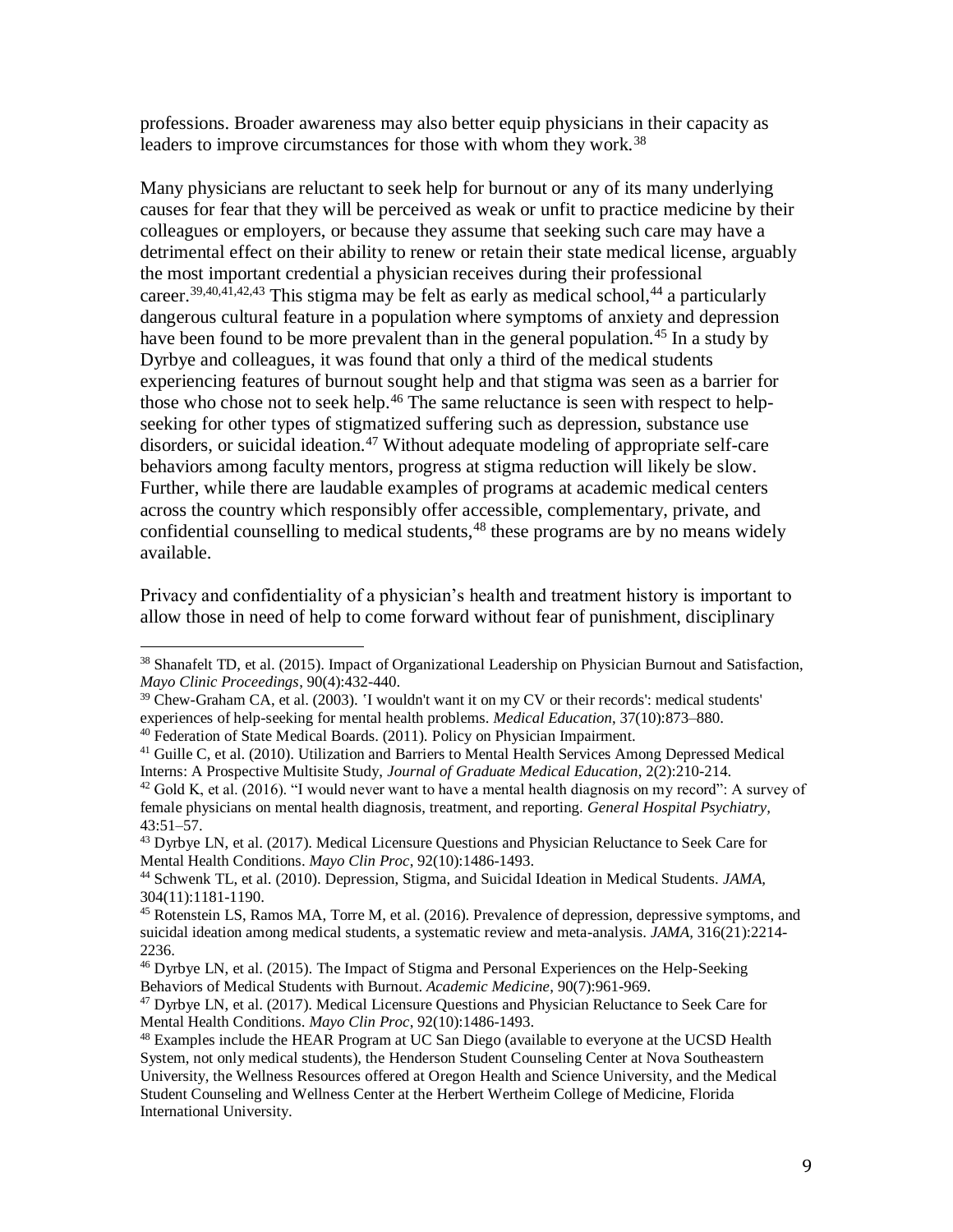professions. Broader awareness may also better equip physicians in their capacity as leaders to improve circumstances for those with whom they work.[38]

Many physicians are reluctant to seek help for burnout or any of its many underlying causes for fear that they will be perceived as weak or unfit to practice medicine by their colleagues or employers, or because they assume that seeking such care may have a detrimental effect on their ability to renew or retain their state medical license, arguably the most important credential a physician receives during their professional career.[39,40,41,42,43] This stigma may be felt as early as medical school,[44] a particularly dangerous cultural feature in a population where symptoms of anxiety and depression have been found to be more prevalent than in the general population.[45] In a study by Dyrbye and colleagues, it was found that only a third of the medical students experiencing features of burnout sought help and that stigma was seen as a barrier for those who chose not to seek help.[46] The same reluctance is seen with respect to help-seeking for other types of stigmatized suffering such as depression, substance use disorders, or suicidal ideation.[47] Without adequate modeling of appropriate self-care behaviors among faculty mentors, progress at stigma reduction will likely be slow. Further, while there are laudable examples of programs at academic medical centers across the country which responsibly offer accessible, complementary, private, and confidential counselling to medical students,[48] these programs are by no means widely available.

Privacy and confidentiality of a physician's health and treatment history is important to allow those in need of help to come forward without fear of punishment, disciplinary

---

[38] Shanafelt TD, et al. (2015). Impact of Organizational Leadership on Physician Burnout and Satisfaction, *Mayo Clinic Proceedings*, 90(4):432-440.

[39] Chew-Graham CA, et al. (2003). 'I wouldn't want it on my CV or their records': medical students' experiences of help-seeking for mental health problems. *Medical Education*, 37(10):873–880.

[40] Federation of State Medical Boards. (2011). Policy on Physician Impairment.

[41] Guille C, et al. (2010). Utilization and Barriers to Mental Health Services Among Depressed Medical Interns: A Prospective Multisite Study, *Journal of Graduate Medical Education*, 2(2):210-214.

[42] Gold K, et al. (2016). "I would never want to have a mental health diagnosis on my record": A survey of female physicians on mental health diagnosis, treatment, and reporting. *General Hospital Psychiatry*, 43:51–57.

[43] Dyrbye LN, et al. (2017). Medical Licensure Questions and Physician Reluctance to Seek Care for Mental Health Conditions. *Mayo Clin Proc*, 92(10):1486-1493.

[44] Schwenk TL, et al. (2010). Depression, Stigma, and Suicidal Ideation in Medical Students. *JAMA*, 304(11):1181-1190.

[45] Rotenstein LS, Ramos MA, Torre M, et al. (2016). Prevalence of depression, depressive symptoms, and suicidal ideation among medical students, a systematic review and meta-analysis. *JAMA*, 316(21):2214-2236.

[46] Dyrbye LN, et al. (2015). The Impact of Stigma and Personal Experiences on the Help-Seeking Behaviors of Medical Students with Burnout. *Academic Medicine*, 90(7):961-969.

[47] Dyrbye LN, et al. (2017). Medical Licensure Questions and Physician Reluctance to Seek Care for Mental Health Conditions. *Mayo Clin Proc*, 92(10):1486-1493.

[48] Examples include the HEAR Program at UC San Diego (available to everyone at the UCSD Health System, not only medical students), the Henderson Student Counseling Center at Nova Southeastern University, the Wellness Resources offered at Oregon Health and Science University, and the Medical Student Counseling and Wellness Center at the Herbert Wertheim College of Medicine, Florida International University.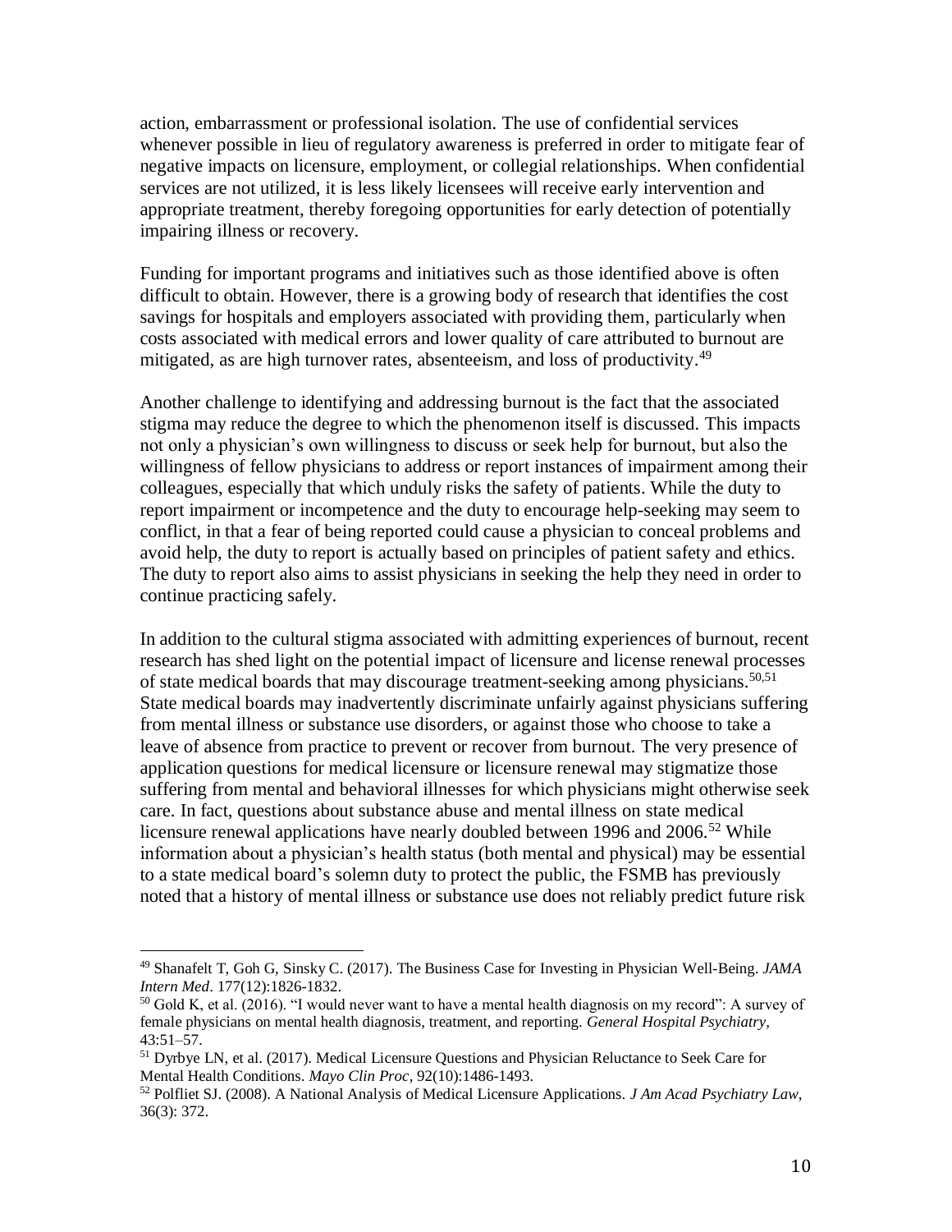action, embarrassment or professional isolation. The use of confidential services whenever possible in lieu of regulatory awareness is preferred in order to mitigate fear of negative impacts on licensure, employment, or collegial relationships. When confidential services are not utilized, it is less likely licensees will receive early intervention and appropriate treatment, thereby foregoing opportunities for early detection of potentially impairing illness or recovery.

Funding for important programs and initiatives such as those identified above is often difficult to obtain. However, there is a growing body of research that identifies the cost savings for hospitals and employers associated with providing them, particularly when costs associated with medical errors and lower quality of care attributed to burnout are mitigated, as are high turnover rates, absenteeism, and loss of productivity.[49]

Another challenge to identifying and addressing burnout is the fact that the associated stigma may reduce the degree to which the phenomenon itself is discussed. This impacts not only a physician's own willingness to discuss or seek help for burnout, but also the willingness of fellow physicians to address or report instances of impairment among their colleagues, especially that which unduly risks the safety of patients. While the duty to report impairment or incompetence and the duty to encourage help-seeking may seem to conflict, in that a fear of being reported could cause a physician to conceal problems and avoid help, the duty to report is actually based on principles of patient safety and ethics. The duty to report also aims to assist physicians in seeking the help they need in order to continue practicing safely.

In addition to the cultural stigma associated with admitting experiences of burnout, recent research has shed light on the potential impact of licensure and license renewal processes of state medical boards that may discourage treatment-seeking among physicians.[50,51] State medical boards may inadvertently discriminate unfairly against physicians suffering from mental illness or substance use disorders, or against those who choose to take a leave of absence from practice to prevent or recover from burnout. The very presence of application questions for medical licensure or licensure renewal may stigmatize those suffering from mental and behavioral illnesses for which physicians might otherwise seek care. In fact, questions about substance abuse and mental illness on state medical licensure renewal applications have nearly doubled between 1996 and 2006.[52] While information about a physician's health status (both mental and physical) may be essential to a state medical board's solemn duty to protect the public, the FSMB has previously noted that a history of mental illness or substance use does not reliably predict future risk

---

[49] Shanafelt T, Goh G, Sinsky C. (2017). The Business Case for Investing in Physician Well-Being. *JAMA Intern Med*. 177(12):1826-1832.

[50] Gold K, et al. (2016). "I would never want to have a mental health diagnosis on my record": A survey of female physicians on mental health diagnosis, treatment, and reporting. *General Hospital Psychiatry*, 43:51–57.

[51] Dyrbye LN, et al. (2017). Medical Licensure Questions and Physician Reluctance to Seek Care for Mental Health Conditions. *Mayo Clin Proc*, 92(10):1486-1493.

[52] Polfliet SJ. (2008). A National Analysis of Medical Licensure Applications. *J Am Acad Psychiatry Law*, 36(3): 372.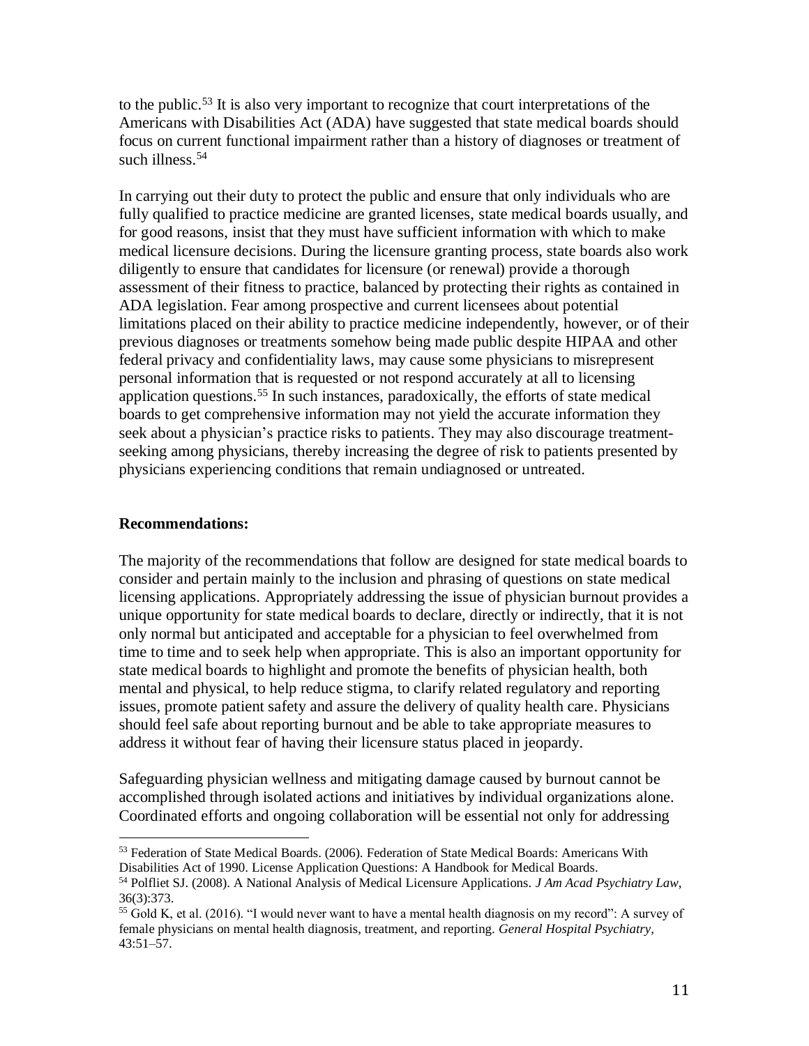to the public.[53] It is also very important to recognize that court interpretations of the Americans with Disabilities Act (ADA) have suggested that state medical boards should focus on current functional impairment rather than a history of diagnoses or treatment of such illness.[54]

In carrying out their duty to protect the public and ensure that only individuals who are fully qualified to practice medicine are granted licenses, state medical boards usually, and for good reasons, insist that they must have sufficient information with which to make medical licensure decisions. During the licensure granting process, state boards also work diligently to ensure that candidates for licensure (or renewal) provide a thorough assessment of their fitness to practice, balanced by protecting their rights as contained in ADA legislation. Fear among prospective and current licensees about potential limitations placed on their ability to practice medicine independently, however, or of their previous diagnoses or treatments somehow being made public despite HIPAA and other federal privacy and confidentiality laws, may cause some physicians to misrepresent personal information that is requested or not respond accurately at all to licensing application questions.[55] In such instances, paradoxically, the efforts of state medical boards to get comprehensive information may not yield the accurate information they seek about a physician's practice risks to patients. They may also discourage treatment-seeking among physicians, thereby increasing the degree of risk to patients presented by physicians experiencing conditions that remain undiagnosed or untreated.

**Recommendations:**

The majority of the recommendations that follow are designed for state medical boards to consider and pertain mainly to the inclusion and phrasing of questions on state medical licensing applications. Appropriately addressing the issue of physician burnout provides a unique opportunity for state medical boards to declare, directly or indirectly, that it is not only normal but anticipated and acceptable for a physician to feel overwhelmed from time to time and to seek help when appropriate. This is also an important opportunity for state medical boards to highlight and promote the benefits of physician health, both mental and physical, to help reduce stigma, to clarify related regulatory and reporting issues, promote patient safety and assure the delivery of quality health care. Physicians should feel safe about reporting burnout and be able to take appropriate measures to address it without fear of having their licensure status placed in jeopardy.

Safeguarding physician wellness and mitigating damage caused by burnout cannot be accomplished through isolated actions and initiatives by individual organizations alone. Coordinated efforts and ongoing collaboration will be essential not only for addressing

---

[53] Federation of State Medical Boards. (2006). Federation of State Medical Boards: Americans With Disabilities Act of 1990. License Application Questions: A Handbook for Medical Boards.

[54] Polfliet SJ. (2008). A National Analysis of Medical Licensure Applications. *J Am Acad Psychiatry Law*, 36(3):373.

[55] Gold K, et al. (2016). "I would never want to have a mental health diagnosis on my record": A survey of female physicians on mental health diagnosis, treatment, and reporting. *General Hospital Psychiatry,* 43:51–57.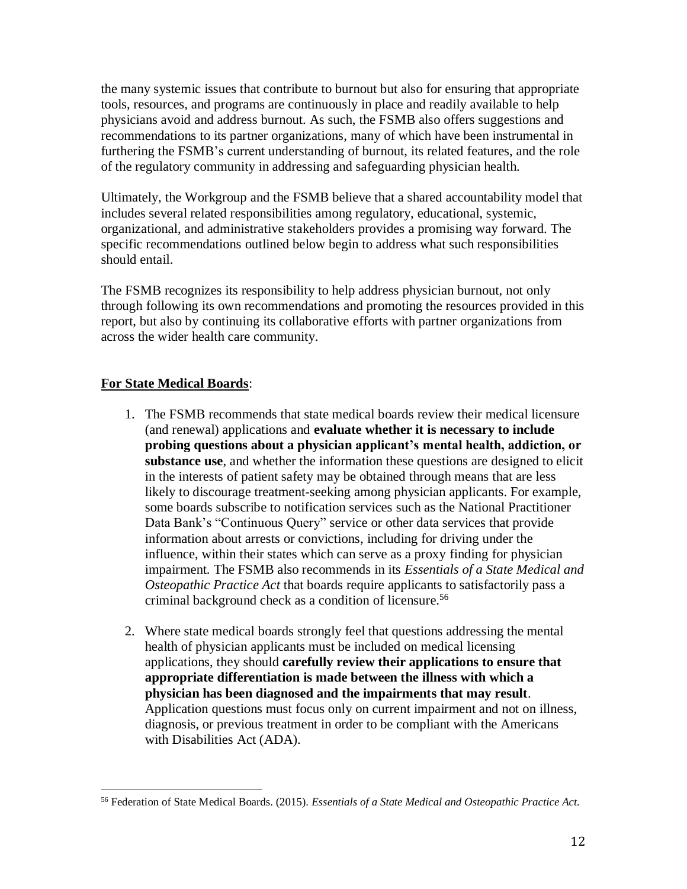the many systemic issues that contribute to burnout but also for ensuring that appropriate tools, resources, and programs are continuously in place and readily available to help physicians avoid and address burnout. As such, the FSMB also offers suggestions and recommendations to its partner organizations, many of which have been instrumental in furthering the FSMB's current understanding of burnout, its related features, and the role of the regulatory community in addressing and safeguarding physician health.

Ultimately, the Workgroup and the FSMB believe that a shared accountability model that includes several related responsibilities among regulatory, educational, systemic, organizational, and administrative stakeholders provides a promising way forward. The specific recommendations outlined below begin to address what such responsibilities should entail.

The FSMB recognizes its responsibility to help address physician burnout, not only through following its own recommendations and promoting the resources provided in this report, but also by continuing its collaborative efforts with partner organizations from across the wider health care community.

**For State Medical Boards**:

1. The FSMB recommends that state medical boards review their medical licensure (and renewal) applications and **evaluate whether it is necessary to include probing questions about a physician applicant's mental health, addiction, or substance use**, and whether the information these questions are designed to elicit in the interests of patient safety may be obtained through means that are less likely to discourage treatment-seeking among physician applicants. For example, some boards subscribe to notification services such as the National Practitioner Data Bank's "Continuous Query" service or other data services that provide information about arrests or convictions, including for driving under the influence, within their states which can serve as a proxy finding for physician impairment. The FSMB also recommends in its *Essentials of a State Medical and Osteopathic Practice Act* that boards require applicants to satisfactorily pass a criminal background check as a condition of licensure.[56]

2. Where state medical boards strongly feel that questions addressing the mental health of physician applicants must be included on medical licensing applications, they should **carefully review their applications to ensure that appropriate differentiation is made between the illness with which a physician has been diagnosed and the impairments that may result**. Application questions must focus only on current impairment and not on illness, diagnosis, or previous treatment in order to be compliant with the Americans with Disabilities Act (ADA).

[56] Federation of State Medical Boards. (2015). *Essentials of a State Medical and Osteopathic Practice Act.*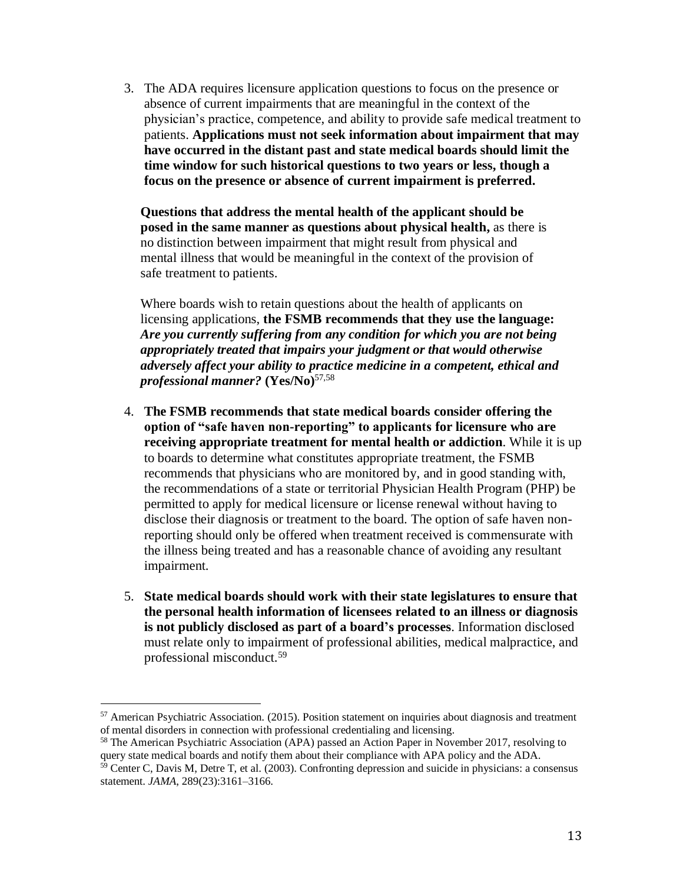3. The ADA requires licensure application questions to focus on the presence or absence of current impairments that are meaningful in the context of the physician's practice, competence, and ability to provide safe medical treatment to patients. **Applications must not seek information about impairment that may have occurred in the distant past and state medical boards should limit the time window for such historical questions to two years or less, though a focus on the presence or absence of current impairment is preferred.**

   **Questions that address the mental health of the applicant should be posed in the same manner as questions about physical health,** as there is no distinction between impairment that might result from physical and mental illness that would be meaningful in the context of the provision of safe treatment to patients.

   Where boards wish to retain questions about the health of applicants on licensing applications, **the FSMB recommends that they use the language:** ***Are you currently suffering from any condition for which you are not being appropriately treated that impairs your judgment or that would otherwise adversely affect your ability to practice medicine in a competent, ethical and professional manner?*** **(Yes/No)**[57,58]

4. **The FSMB recommends that state medical boards consider offering the option of "safe haven non-reporting" to applicants for licensure who are receiving appropriate treatment for mental health or addiction**. While it is up to boards to determine what constitutes appropriate treatment, the FSMB recommends that physicians who are monitored by, and in good standing with, the recommendations of a state or territorial Physician Health Program (PHP) be permitted to apply for medical licensure or license renewal without having to disclose their diagnosis or treatment to the board. The option of safe haven non-reporting should only be offered when treatment received is commensurate with the illness being treated and has a reasonable chance of avoiding any resultant impairment.

5. **State medical boards should work with their state legislatures to ensure that the personal health information of licensees related to an illness or diagnosis is not publicly disclosed as part of a board's processes**. Information disclosed must relate only to impairment of professional abilities, medical malpractice, and professional misconduct.[59]

---

[57] American Psychiatric Association. (2015). Position statement on inquiries about diagnosis and treatment of mental disorders in connection with professional credentialing and licensing.

[58] The American Psychiatric Association (APA) passed an Action Paper in November 2017, resolving to query state medical boards and notify them about their compliance with APA policy and the ADA.

[59] Center C, Davis M, Detre T, et al. (2003). Confronting depression and suicide in physicians: a consensus statement. *JAMA*, 289(23):3161–3166.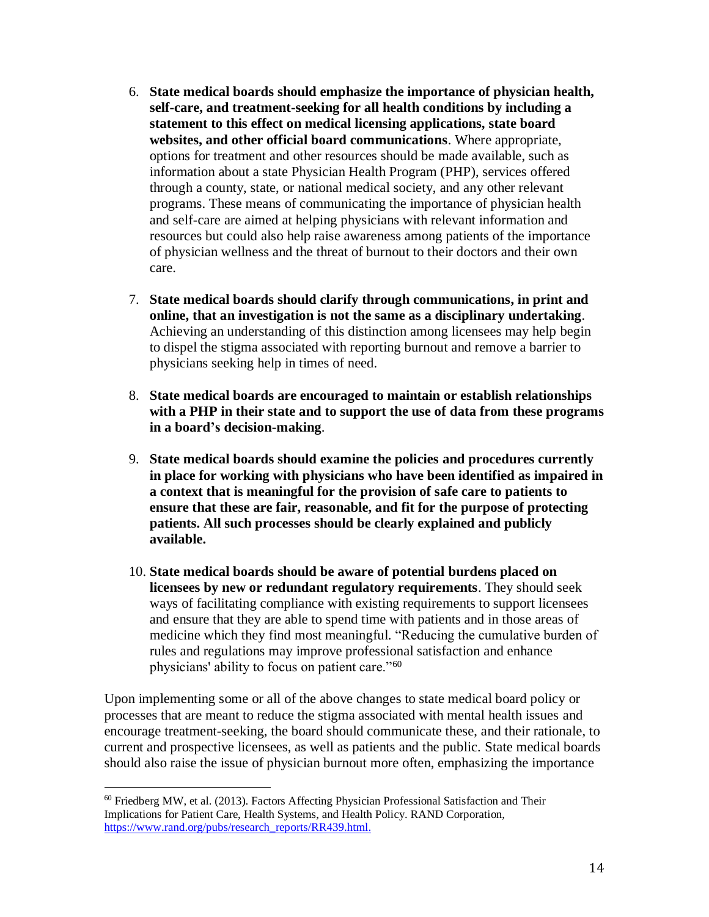6. **State medical boards should emphasize the importance of physician health, self-care, and treatment-seeking for all health conditions by including a statement to this effect on medical licensing applications, state board websites, and other official board communications**. Where appropriate, options for treatment and other resources should be made available, such as information about a state Physician Health Program (PHP), services offered through a county, state, or national medical society, and any other relevant programs. These means of communicating the importance of physician health and self-care are aimed at helping physicians with relevant information and resources but could also help raise awareness among patients of the importance of physician wellness and the threat of burnout to their doctors and their own care.

7. **State medical boards should clarify through communications, in print and online, that an investigation is not the same as a disciplinary undertaking**. Achieving an understanding of this distinction among licensees may help begin to dispel the stigma associated with reporting burnout and remove a barrier to physicians seeking help in times of need.

8. **State medical boards are encouraged to maintain or establish relationships with a PHP in their state and to support the use of data from these programs in a board's decision-making**.

9. **State medical boards should examine the policies and procedures currently in place for working with physicians who have been identified as impaired in a context that is meaningful for the provision of safe care to patients to ensure that these are fair, reasonable, and fit for the purpose of protecting patients. All such processes should be clearly explained and publicly available.**

10. **State medical boards should be aware of potential burdens placed on licensees by new or redundant regulatory requirements**. They should seek ways of facilitating compliance with existing requirements to support licensees and ensure that they are able to spend time with patients and in those areas of medicine which they find most meaningful. "Reducing the cumulative burden of rules and regulations may improve professional satisfaction and enhance physicians' ability to focus on patient care."[60]

Upon implementing some or all of the above changes to state medical board policy or processes that are meant to reduce the stigma associated with mental health issues and encourage treatment-seeking, the board should communicate these, and their rationale, to current and prospective licensees, as well as patients and the public. State medical boards should also raise the issue of physician burnout more often, emphasizing the importance

---

[60] Friedberg MW, et al. (2013). Factors Affecting Physician Professional Satisfaction and Their Implications for Patient Care, Health Systems, and Health Policy. RAND Corporation, https://www.rand.org/pubs/research_reports/RR439.html.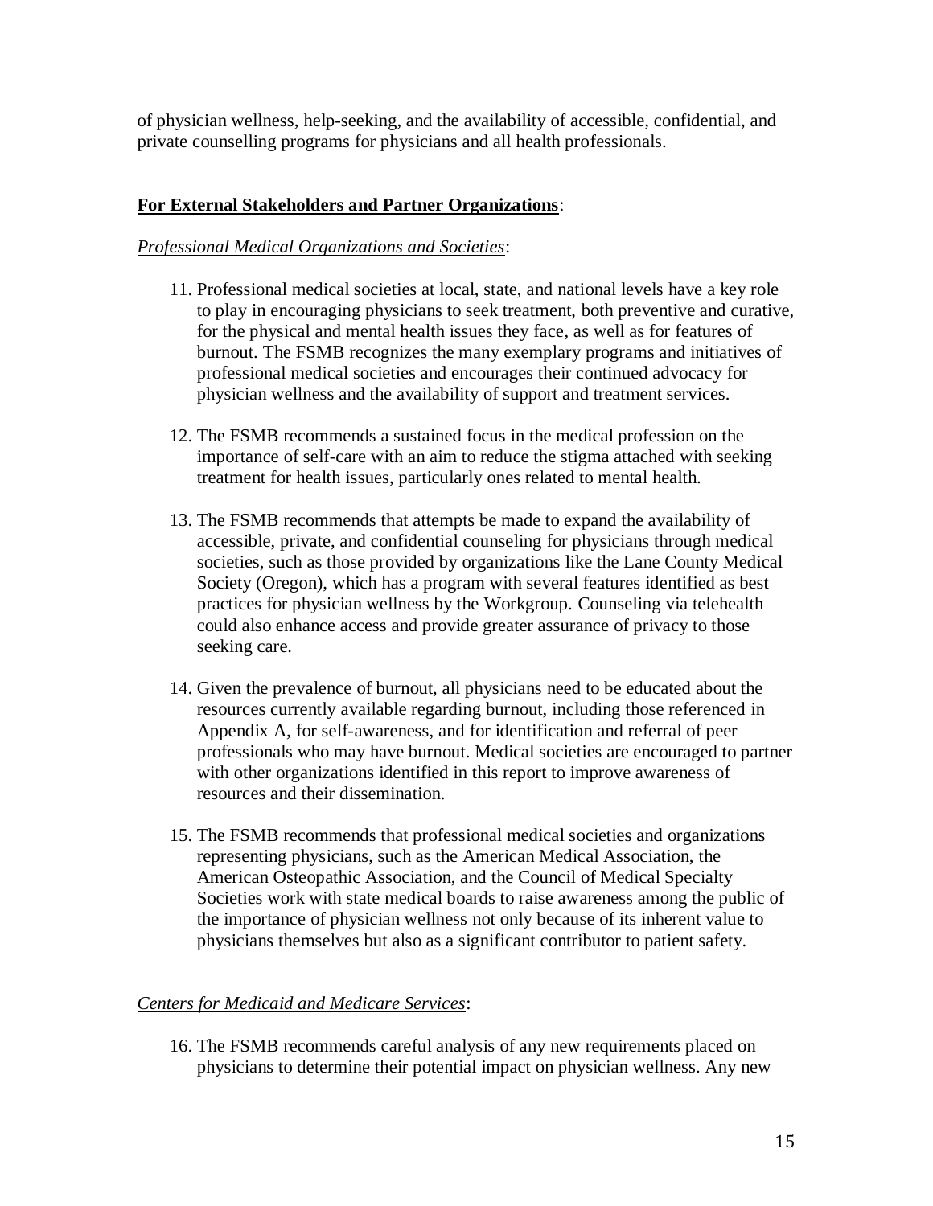of physician wellness, help-seeking, and the availability of accessible, confidential, and private counselling programs for physicians and all health professionals.

**<u>For External Stakeholders and Partner Organizations</u>**:

*<u>Professional Medical Organizations and Societies</u>*:

11. Professional medical societies at local, state, and national levels have a key role to play in encouraging physicians to seek treatment, both preventive and curative, for the physical and mental health issues they face, as well as for features of burnout. The FSMB recognizes the many exemplary programs and initiatives of professional medical societies and encourages their continued advocacy for physician wellness and the availability of support and treatment services.

12. The FSMB recommends a sustained focus in the medical profession on the importance of self-care with an aim to reduce the stigma attached with seeking treatment for health issues, particularly ones related to mental health.

13. The FSMB recommends that attempts be made to expand the availability of accessible, private, and confidential counseling for physicians through medical societies, such as those provided by organizations like the Lane County Medical Society (Oregon), which has a program with several features identified as best practices for physician wellness by the Workgroup. Counseling via telehealth could also enhance access and provide greater assurance of privacy to those seeking care.

14. Given the prevalence of burnout, all physicians need to be educated about the resources currently available regarding burnout, including those referenced in Appendix A, for self-awareness, and for identification and referral of peer professionals who may have burnout. Medical societies are encouraged to partner with other organizations identified in this report to improve awareness of resources and their dissemination.

15. The FSMB recommends that professional medical societies and organizations representing physicians, such as the American Medical Association, the American Osteopathic Association, and the Council of Medical Specialty Societies work with state medical boards to raise awareness among the public of the importance of physician wellness not only because of its inherent value to physicians themselves but also as a significant contributor to patient safety.

*<u>Centers for Medicaid and Medicare Services</u>*:

16. The FSMB recommends careful analysis of any new requirements placed on physicians to determine their potential impact on physician wellness. Any new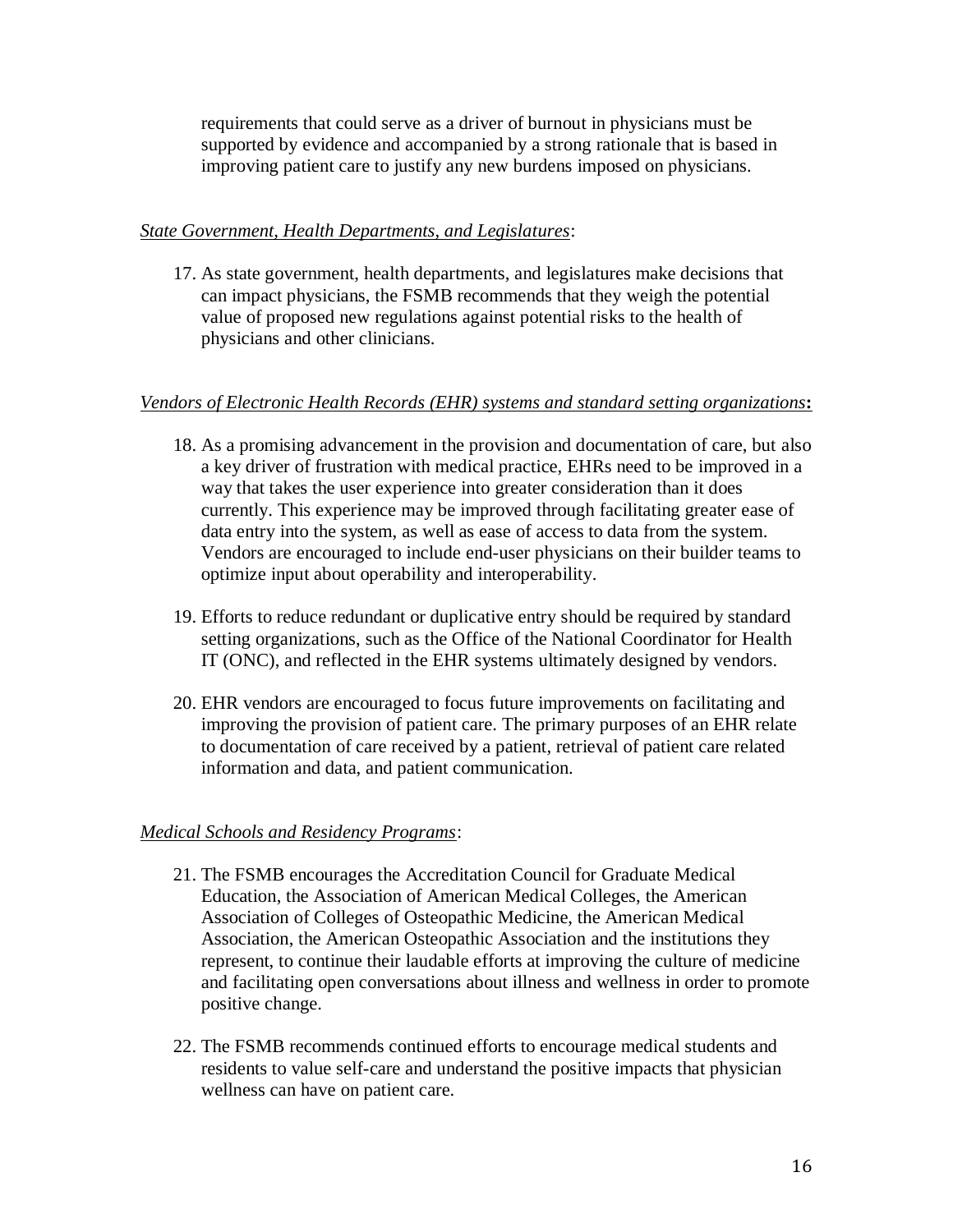requirements that could serve as a driver of burnout in physicians must be supported by evidence and accompanied by a strong rationale that is based in improving patient care to justify any new burdens imposed on physicians.

*State Government, Health Departments, and Legislatures*:

17. As state government, health departments, and legislatures make decisions that can impact physicians, the FSMB recommends that they weigh the potential value of proposed new regulations against potential risks to the health of physicians and other clinicians.

*Vendors of Electronic Health Records (EHR) systems and standard setting organizations***:**

18. As a promising advancement in the provision and documentation of care, but also a key driver of frustration with medical practice, EHRs need to be improved in a way that takes the user experience into greater consideration than it does currently. This experience may be improved through facilitating greater ease of data entry into the system, as well as ease of access to data from the system. Vendors are encouraged to include end-user physicians on their builder teams to optimize input about operability and interoperability.

19. Efforts to reduce redundant or duplicative entry should be required by standard setting organizations, such as the Office of the National Coordinator for Health IT (ONC), and reflected in the EHR systems ultimately designed by vendors.

20. EHR vendors are encouraged to focus future improvements on facilitating and improving the provision of patient care. The primary purposes of an EHR relate to documentation of care received by a patient, retrieval of patient care related information and data, and patient communication.

*Medical Schools and Residency Programs*:

21. The FSMB encourages the Accreditation Council for Graduate Medical Education, the Association of American Medical Colleges, the American Association of Colleges of Osteopathic Medicine, the American Medical Association, the American Osteopathic Association and the institutions they represent, to continue their laudable efforts at improving the culture of medicine and facilitating open conversations about illness and wellness in order to promote positive change.

22. The FSMB recommends continued efforts to encourage medical students and residents to value self-care and understand the positive impacts that physician wellness can have on patient care.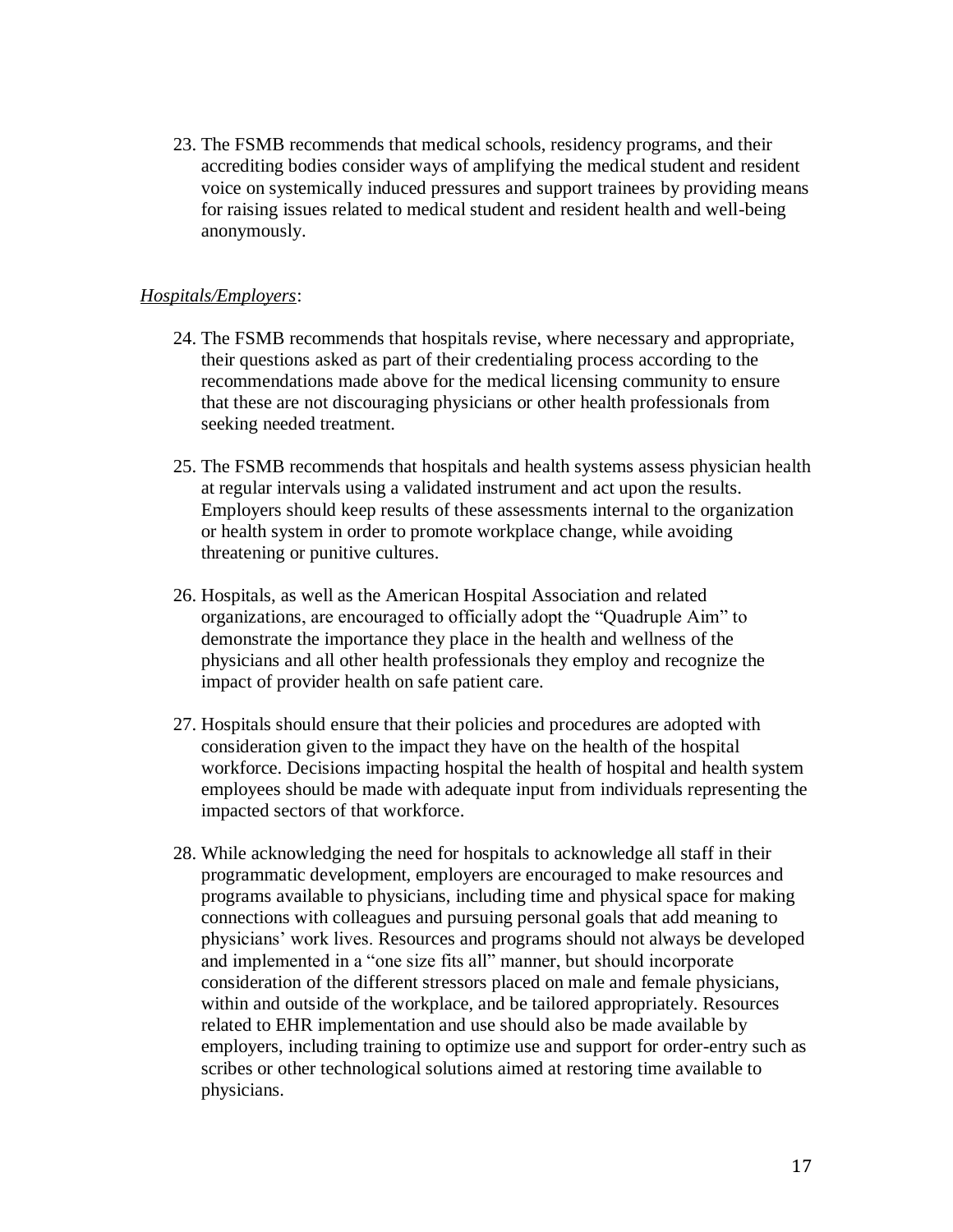23. The FSMB recommends that medical schools, residency programs, and their accrediting bodies consider ways of amplifying the medical student and resident voice on systemically induced pressures and support trainees by providing means for raising issues related to medical student and resident health and well-being anonymously.

*Hospitals/Employers*:

24. The FSMB recommends that hospitals revise, where necessary and appropriate, their questions asked as part of their credentialing process according to the recommendations made above for the medical licensing community to ensure that these are not discouraging physicians or other health professionals from seeking needed treatment.

25. The FSMB recommends that hospitals and health systems assess physician health at regular intervals using a validated instrument and act upon the results. Employers should keep results of these assessments internal to the organization or health system in order to promote workplace change, while avoiding threatening or punitive cultures.

26. Hospitals, as well as the American Hospital Association and related organizations, are encouraged to officially adopt the "Quadruple Aim" to demonstrate the importance they place in the health and wellness of the physicians and all other health professionals they employ and recognize the impact of provider health on safe patient care.

27. Hospitals should ensure that their policies and procedures are adopted with consideration given to the impact they have on the health of the hospital workforce. Decisions impacting hospital the health of hospital and health system employees should be made with adequate input from individuals representing the impacted sectors of that workforce.

28. While acknowledging the need for hospitals to acknowledge all staff in their programmatic development, employers are encouraged to make resources and programs available to physicians, including time and physical space for making connections with colleagues and pursuing personal goals that add meaning to physicians' work lives. Resources and programs should not always be developed and implemented in a "one size fits all" manner, but should incorporate consideration of the different stressors placed on male and female physicians, within and outside of the workplace, and be tailored appropriately. Resources related to EHR implementation and use should also be made available by employers, including training to optimize use and support for order-entry such as scribes or other technological solutions aimed at restoring time available to physicians.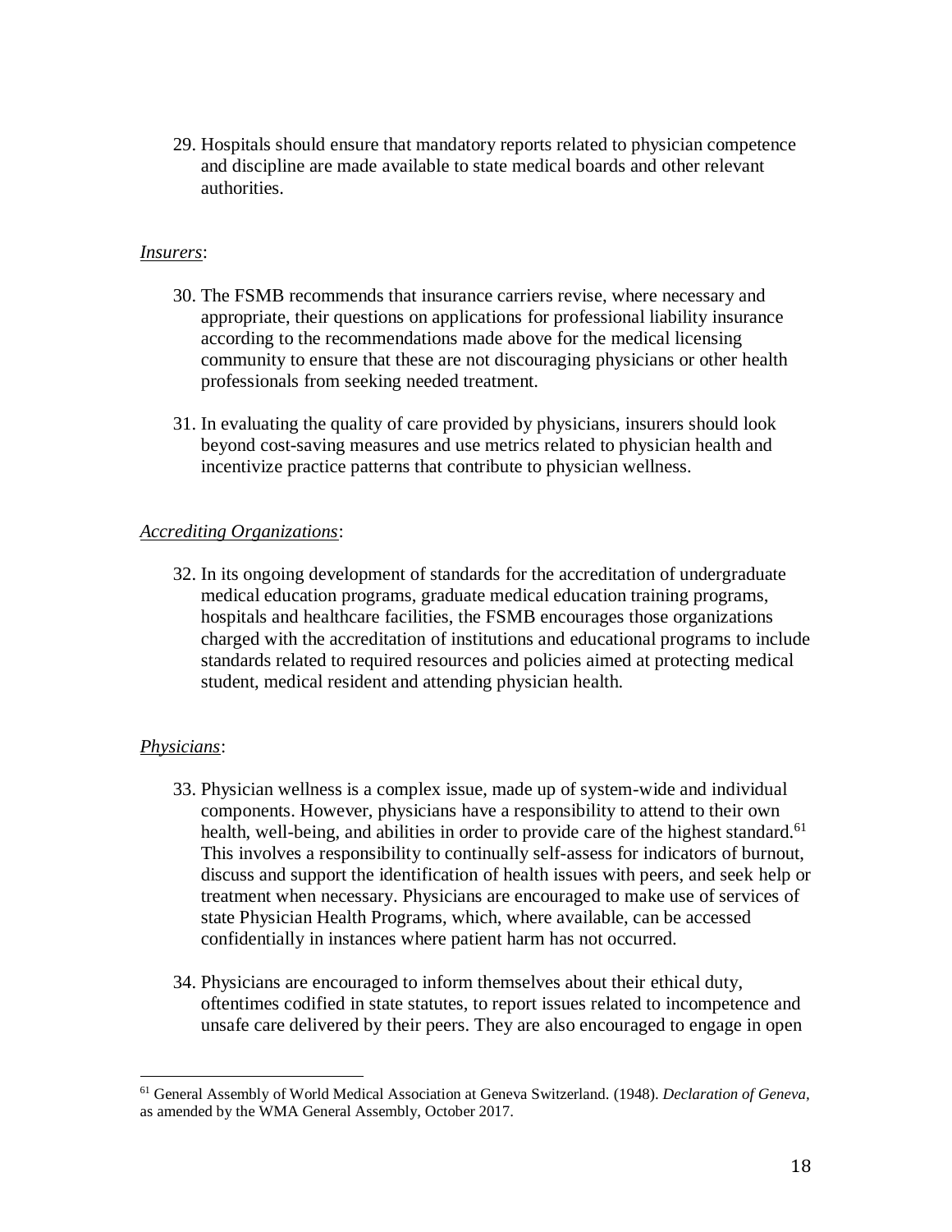29. Hospitals should ensure that mandatory reports related to physician competence and discipline are made available to state medical boards and other relevant authorities.

*Insurers*:

30. The FSMB recommends that insurance carriers revise, where necessary and appropriate, their questions on applications for professional liability insurance according to the recommendations made above for the medical licensing community to ensure that these are not discouraging physicians or other health professionals from seeking needed treatment.

31. In evaluating the quality of care provided by physicians, insurers should look beyond cost-saving measures and use metrics related to physician health and incentivize practice patterns that contribute to physician wellness.

*Accrediting Organizations*:

32. In its ongoing development of standards for the accreditation of undergraduate medical education programs, graduate medical education training programs, hospitals and healthcare facilities, the FSMB encourages those organizations charged with the accreditation of institutions and educational programs to include standards related to required resources and policies aimed at protecting medical student, medical resident and attending physician health.

*Physicians*:

33. Physician wellness is a complex issue, made up of system-wide and individual components. However, physicians have a responsibility to attend to their own health, well-being, and abilities in order to provide care of the highest standard.[61] This involves a responsibility to continually self-assess for indicators of burnout, discuss and support the identification of health issues with peers, and seek help or treatment when necessary. Physicians are encouraged to make use of services of state Physician Health Programs, which, where available, can be accessed confidentially in instances where patient harm has not occurred.

34. Physicians are encouraged to inform themselves about their ethical duty, oftentimes codified in state statutes, to report issues related to incompetence and unsafe care delivered by their peers. They are also encouraged to engage in open

[61] General Assembly of World Medical Association at Geneva Switzerland. (1948). *Declaration of Geneva*, as amended by the WMA General Assembly, October 2017.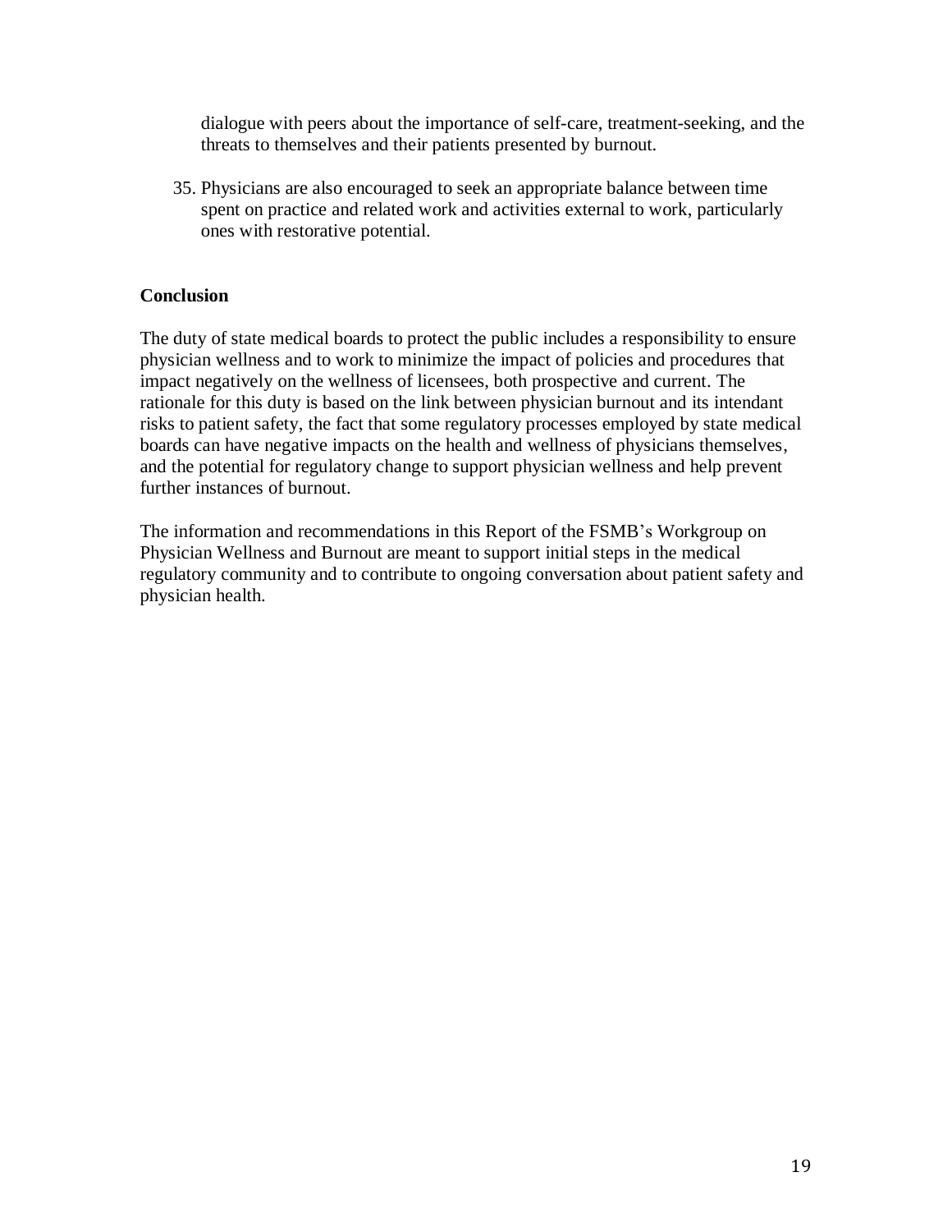dialogue with peers about the importance of self-care, treatment-seeking, and the threats to themselves and their patients presented by burnout.

35. Physicians are also encouraged to seek an appropriate balance between time spent on practice and related work and activities external to work, particularly ones with restorative potential.

**Conclusion**

The duty of state medical boards to protect the public includes a responsibility to ensure physician wellness and to work to minimize the impact of policies and procedures that impact negatively on the wellness of licensees, both prospective and current. The rationale for this duty is based on the link between physician burnout and its intendant risks to patient safety, the fact that some regulatory processes employed by state medical boards can have negative impacts on the health and wellness of physicians themselves, and the potential for regulatory change to support physician wellness and help prevent further instances of burnout.

The information and recommendations in this Report of the FSMB's Workgroup on Physician Wellness and Burnout are meant to support initial steps in the medical regulatory community and to contribute to ongoing conversation about patient safety and physician health.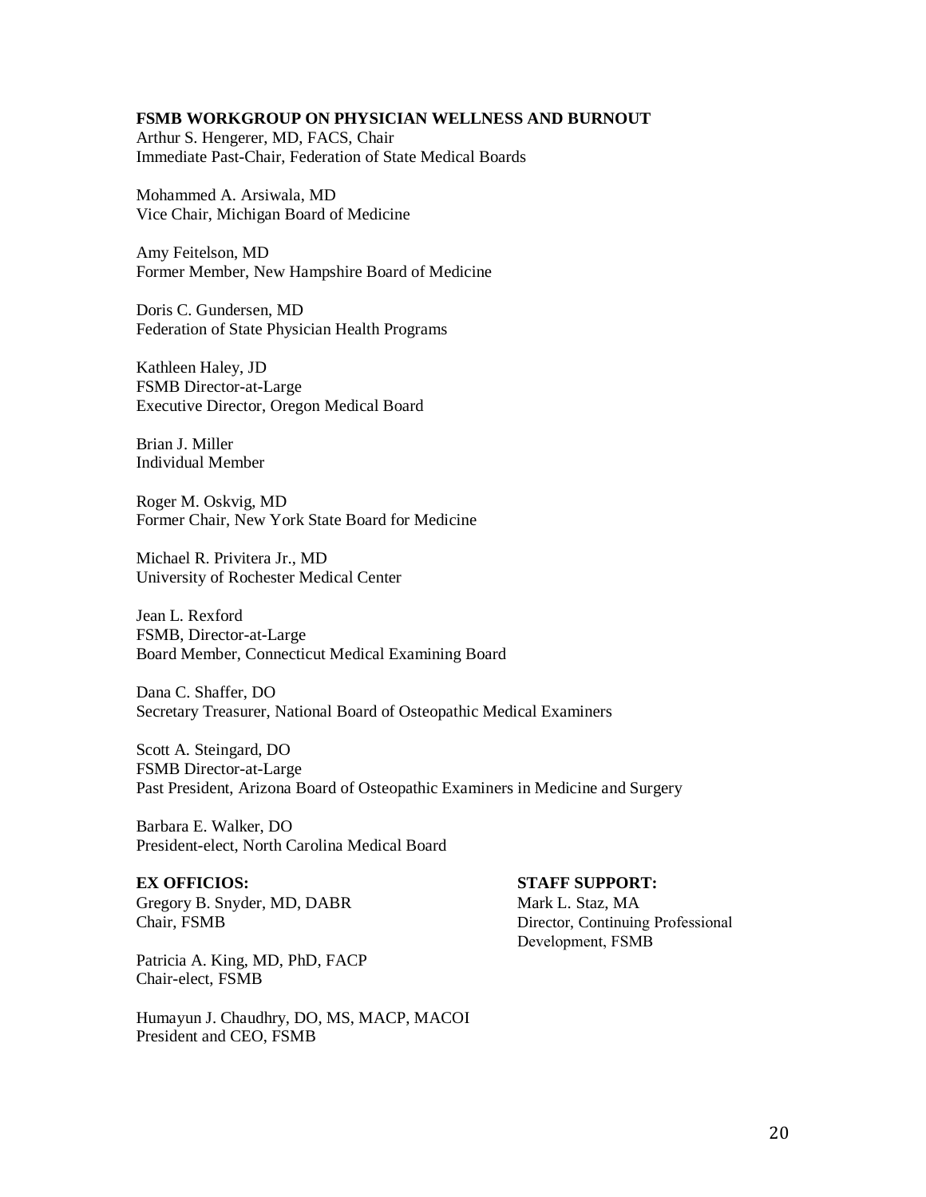**FSMB WORKGROUP ON PHYSICIAN WELLNESS AND BURNOUT**

Arthur S. Hengerer, MD, FACS, Chair
Immediate Past-Chair, Federation of State Medical Boards

Mohammed A. Arsiwala, MD
Vice Chair, Michigan Board of Medicine

Amy Feitelson, MD
Former Member, New Hampshire Board of Medicine

Doris C. Gundersen, MD
Federation of State Physician Health Programs

Kathleen Haley, JD
FSMB Director-at-Large
Executive Director, Oregon Medical Board

Brian J. Miller
Individual Member

Roger M. Oskvig, MD
Former Chair, New York State Board for Medicine

Michael R. Privitera Jr., MD
University of Rochester Medical Center

Jean L. Rexford
FSMB, Director-at-Large
Board Member, Connecticut Medical Examining Board

Dana C. Shaffer, DO
Secretary Treasurer, National Board of Osteopathic Medical Examiners

Scott A. Steingard, DO
FSMB Director-at-Large
Past President, Arizona Board of Osteopathic Examiners in Medicine and Surgery

Barbara E. Walker, DO
President-elect, North Carolina Medical Board

**EX OFFICIOS:**

Gregory B. Snyder, MD, DABR
Chair, FSMB

Patricia A. King, MD, PhD, FACP
Chair-elect, FSMB

Humayun J. Chaudhry, DO, MS, MACP, MACOI
President and CEO, FSMB

**STAFF SUPPORT:**

Mark L. Staz, MA
Director, Continuing Professional Development, FSMB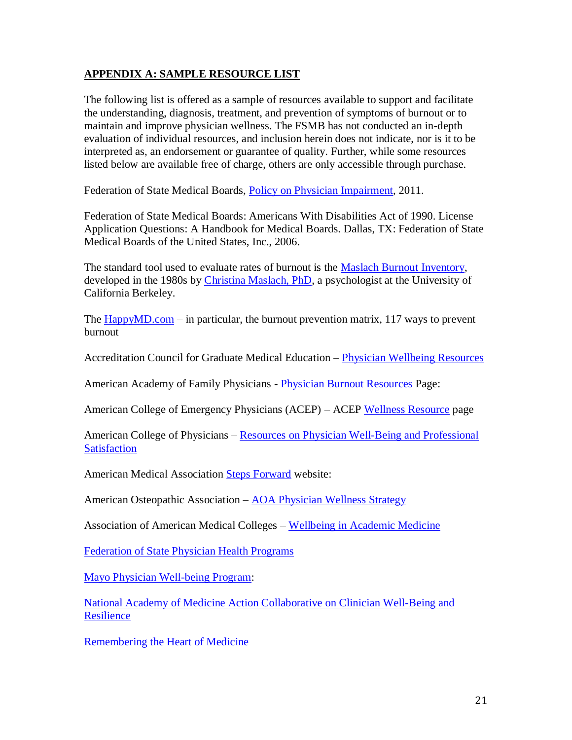## APPENDIX A: SAMPLE RESOURCE LIST

The following list is offered as a sample of resources available to support and facilitate the understanding, diagnosis, treatment, and prevention of symptoms of burnout or to maintain and improve physician wellness. The FSMB has not conducted an in-depth evaluation of individual resources, and inclusion herein does not indicate, nor is it to be interpreted as, an endorsement or guarantee of quality. Further, while some resources listed below are available free of charge, others are only accessible through purchase.

Federation of State Medical Boards, Policy on Physician Impairment, 2011.

Federation of State Medical Boards: Americans With Disabilities Act of 1990. License Application Questions: A Handbook for Medical Boards. Dallas, TX: Federation of State Medical Boards of the United States, Inc., 2006.

The standard tool used to evaluate rates of burnout is the Maslach Burnout Inventory, developed in the 1980s by Christina Maslach, PhD, a psychologist at the University of California Berkeley.

The HappyMD.com – in particular, the burnout prevention matrix, 117 ways to prevent burnout

Accreditation Council for Graduate Medical Education – Physician Wellbeing Resources

American Academy of Family Physicians - Physician Burnout Resources Page:

American College of Emergency Physicians (ACEP) – ACEP Wellness Resource page

American College of Physicians – Resources on Physician Well-Being and Professional Satisfaction

American Medical Association Steps Forward website:

American Osteopathic Association – AOA Physician Wellness Strategy

Association of American Medical Colleges – Wellbeing in Academic Medicine

Federation of State Physician Health Programs

Mayo Physician Well-being Program:

National Academy of Medicine Action Collaborative on Clinician Well-Being and Resilience

Remembering the Heart of Medicine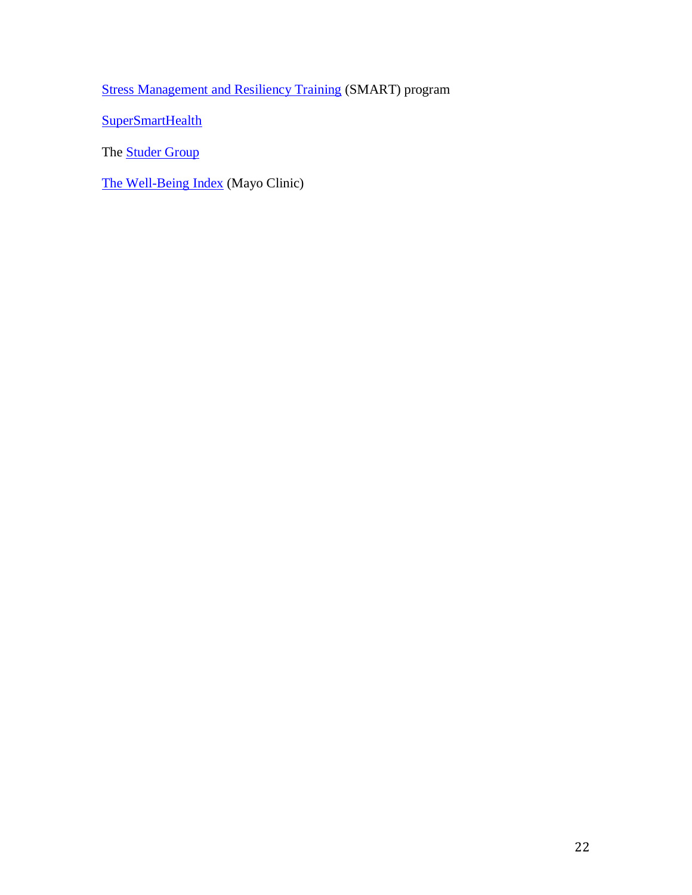Stress Management and Resiliency Training (SMART) program

SuperSmartHealth

The Studer Group

The Well-Being Index (Mayo Clinic)